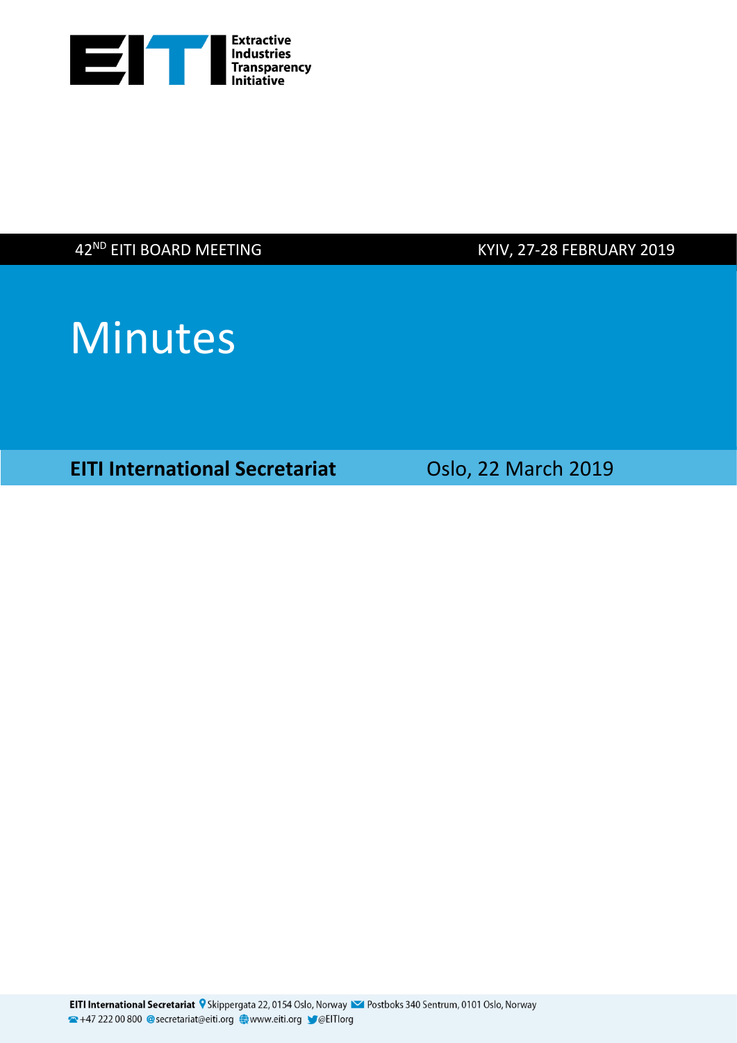Extractive Industries Transparency Initiative

42[ND] EITI BOARD MEETING KYIV, 27-28 FEBRUARY 2019

# Minutes

**EITI International Secretariat** Oslo, 22 March 2019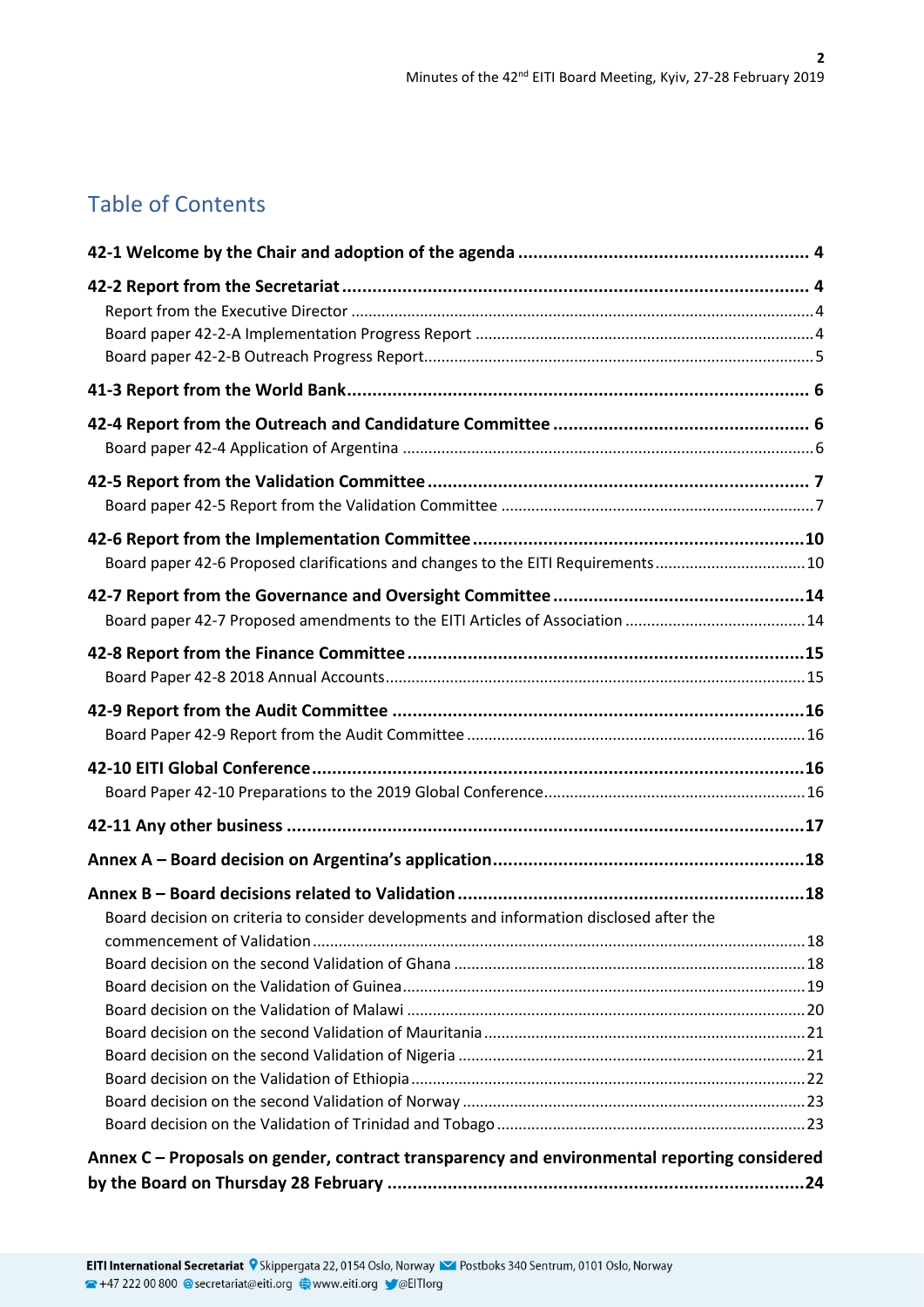## Table of Contents

**42-1 Welcome by the Chair and adoption of the agenda .......... 4**

**42-2 Report from the Secretariat .......... 4**

Report from the Executive Director .......... 4

Board paper 42-2-A Implementation Progress Report .......... 4

Board paper 42-2-B Outreach Progress Report .......... 5

**41-3 Report from the World Bank .......... 6**

**42-4 Report from the Outreach and Candidature Committee .......... 6**

Board paper 42-4 Application of Argentina .......... 6

**42-5 Report from the Validation Committee .......... 7**

Board paper 42-5 Report from the Validation Committee .......... 7

**42-6 Report from the Implementation Committee .......... 10**

Board paper 42-6 Proposed clarifications and changes to the EITI Requirements .......... 10

**42-7 Report from the Governance and Oversight Committee .......... 14**

Board paper 42-7 Proposed amendments to the EITI Articles of Association .......... 14

**42-8 Report from the Finance Committee .......... 15**

Board Paper 42-8 2018 Annual Accounts .......... 15

**42-9 Report from the Audit Committee .......... 16**

Board Paper 42-9 Report from the Audit Committee .......... 16

**42-10 EITI Global Conference .......... 16**

Board Paper 42-10 Preparations to the 2019 Global Conference .......... 16

**42-11 Any other business .......... 17**

**Annex A – Board decision on Argentina's application .......... 18**

**Annex B – Board decisions related to Validation .......... 18**

Board decision on criteria to consider developments and information disclosed after the commencement of Validation .......... 18

Board decision on the second Validation of Ghana .......... 18

Board decision on the Validation of Guinea .......... 19

Board decision on the Validation of Malawi .......... 20

Board decision on the second Validation of Mauritania .......... 21

Board decision on the second Validation of Nigeria .......... 21

Board decision on the Validation of Ethiopia .......... 22

Board decision on the second Validation of Norway .......... 23

Board decision on the Validation of Trinidad and Tobago .......... 23

**Annex C – Proposals on gender, contract transparency and environmental reporting considered by the Board on Thursday 28 February .......... 24**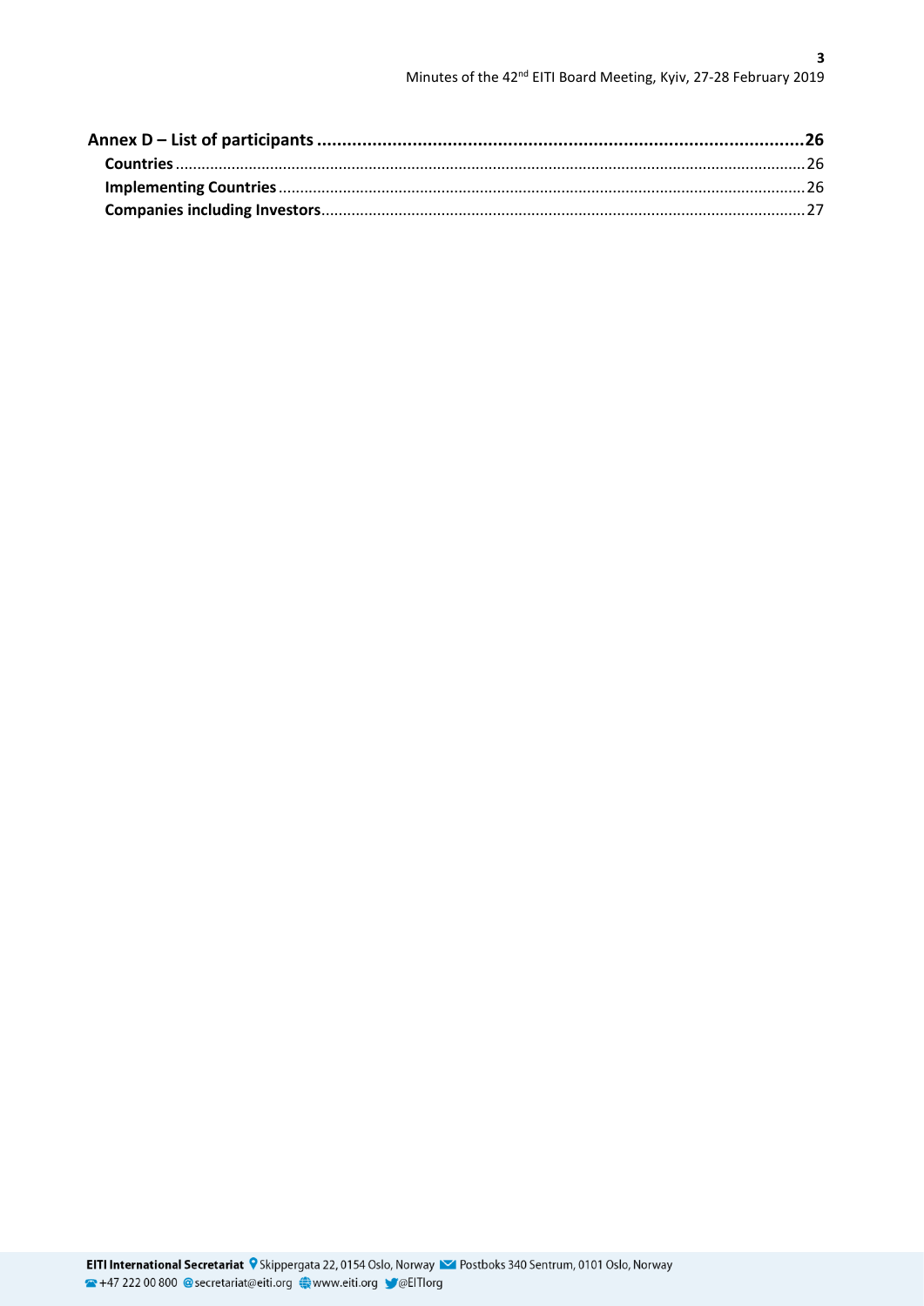**Annex D – List of participants** ........................................................................................ **26**

- **Countries** ........................................................................................................................ 26
- **Implementing Countries** ................................................................................................. 26
- **Companies including Investors** ...................................................................................... 27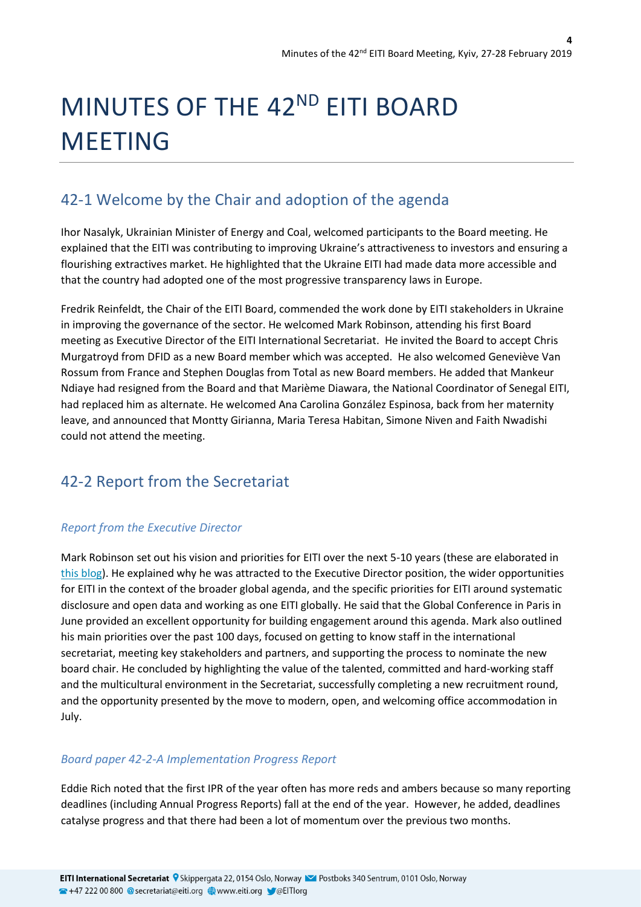# MINUTES OF THE 42ND EITI BOARD MEETING

## 42-1 Welcome by the Chair and adoption of the agenda

Ihor Nasalyk, Ukrainian Minister of Energy and Coal, welcomed participants to the Board meeting. He explained that the EITI was contributing to improving Ukraine's attractiveness to investors and ensuring a flourishing extractives market. He highlighted that the Ukraine EITI had made data more accessible and that the country had adopted one of the most progressive transparency laws in Europe.

Fredrik Reinfeldt, the Chair of the EITI Board, commended the work done by EITI stakeholders in Ukraine in improving the governance of the sector. He welcomed Mark Robinson, attending his first Board meeting as Executive Director of the EITI International Secretariat. He invited the Board to accept Chris Murgatroyd from DFID as a new Board member which was accepted. He also welcomed Geneviève Van Rossum from France and Stephen Douglas from Total as new Board members. He added that Mankeur Ndiaye had resigned from the Board and that Marième Diawara, the National Coordinator of Senegal EITI, had replaced him as alternate. He welcomed Ana Carolina González Espinosa, back from her maternity leave, and announced that Montty Girianna, Maria Teresa Habitan, Simone Niven and Faith Nwadishi could not attend the meeting.

## 42-2 Report from the Secretariat

### *Report from the Executive Director*

Mark Robinson set out his vision and priorities for EITI over the next 5-10 years (these are elaborated in this blog). He explained why he was attracted to the Executive Director position, the wider opportunities for EITI in the context of the broader global agenda, and the specific priorities for EITI around systematic disclosure and open data and working as one EITI globally. He said that the Global Conference in Paris in June provided an excellent opportunity for building engagement around this agenda. Mark also outlined his main priorities over the past 100 days, focused on getting to know staff in the international secretariat, meeting key stakeholders and partners, and supporting the process to nominate the new board chair. He concluded by highlighting the value of the talented, committed and hard-working staff and the multicultural environment in the Secretariat, successfully completing a new recruitment round, and the opportunity presented by the move to modern, open, and welcoming office accommodation in July.

### *Board paper 42-2-A Implementation Progress Report*

Eddie Rich noted that the first IPR of the year often has more reds and ambers because so many reporting deadlines (including Annual Progress Reports) fall at the end of the year. However, he added, deadlines catalyse progress and that there had been a lot of momentum over the previous two months.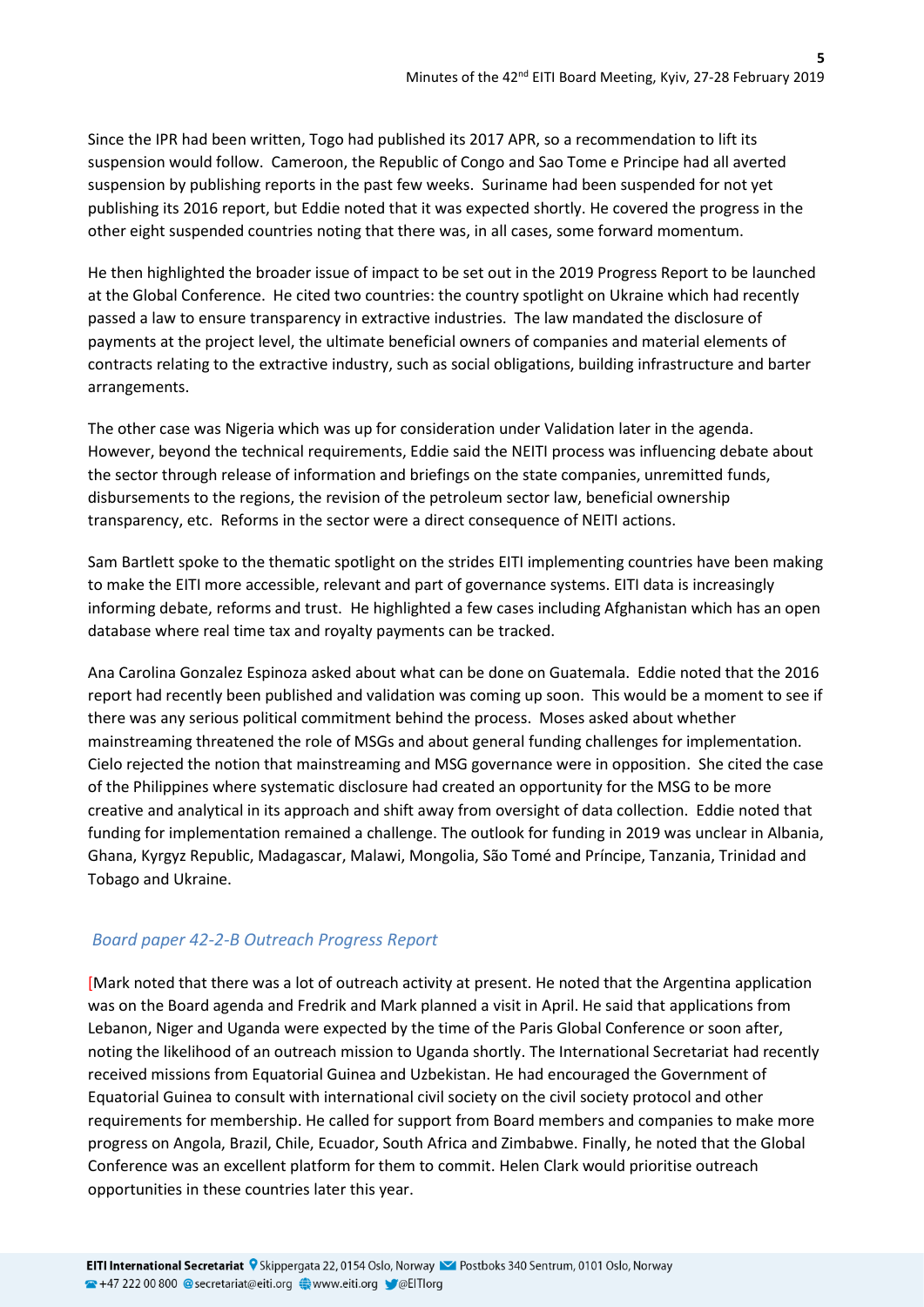Since the IPR had been written, Togo had published its 2017 APR, so a recommendation to lift its suspension would follow. Cameroon, the Republic of Congo and Sao Tome e Principe had all averted suspension by publishing reports in the past few weeks. Suriname had been suspended for not yet publishing its 2016 report, but Eddie noted that it was expected shortly. He covered the progress in the other eight suspended countries noting that there was, in all cases, some forward momentum.

He then highlighted the broader issue of impact to be set out in the 2019 Progress Report to be launched at the Global Conference. He cited two countries: the country spotlight on Ukraine which had recently passed a law to ensure transparency in extractive industries. The law mandated the disclosure of payments at the project level, the ultimate beneficial owners of companies and material elements of contracts relating to the extractive industry, such as social obligations, building infrastructure and barter arrangements.

The other case was Nigeria which was up for consideration under Validation later in the agenda. However, beyond the technical requirements, Eddie said the NEITI process was influencing debate about the sector through release of information and briefings on the state companies, unremitted funds, disbursements to the regions, the revision of the petroleum sector law, beneficial ownership transparency, etc. Reforms in the sector were a direct consequence of NEITI actions.

Sam Bartlett spoke to the thematic spotlight on the strides EITI implementing countries have been making to make the EITI more accessible, relevant and part of governance systems. EITI data is increasingly informing debate, reforms and trust. He highlighted a few cases including Afghanistan which has an open database where real time tax and royalty payments can be tracked.

Ana Carolina Gonzalez Espinoza asked about what can be done on Guatemala. Eddie noted that the 2016 report had recently been published and validation was coming up soon. This would be a moment to see if there was any serious political commitment behind the process. Moses asked about whether mainstreaming threatened the role of MSGs and about general funding challenges for implementation. Cielo rejected the notion that mainstreaming and MSG governance were in opposition. She cited the case of the Philippines where systematic disclosure had created an opportunity for the MSG to be more creative and analytical in its approach and shift away from oversight of data collection. Eddie noted that funding for implementation remained a challenge. The outlook for funding in 2019 was unclear in Albania, Ghana, Kyrgyz Republic, Madagascar, Malawi, Mongolia, São Tomé and Príncipe, Tanzania, Trinidad and Tobago and Ukraine.

### *Board paper 42-2-B Outreach Progress Report*

[Mark noted that there was a lot of outreach activity at present. He noted that the Argentina application was on the Board agenda and Fredrik and Mark planned a visit in April. He said that applications from Lebanon, Niger and Uganda were expected by the time of the Paris Global Conference or soon after, noting the likelihood of an outreach mission to Uganda shortly. The International Secretariat had recently received missions from Equatorial Guinea and Uzbekistan. He had encouraged the Government of Equatorial Guinea to consult with international civil society on the civil society protocol and other requirements for membership. He called for support from Board members and companies to make more progress on Angola, Brazil, Chile, Ecuador, South Africa and Zimbabwe. Finally, he noted that the Global Conference was an excellent platform for them to commit. Helen Clark would prioritise outreach opportunities in these countries later this year.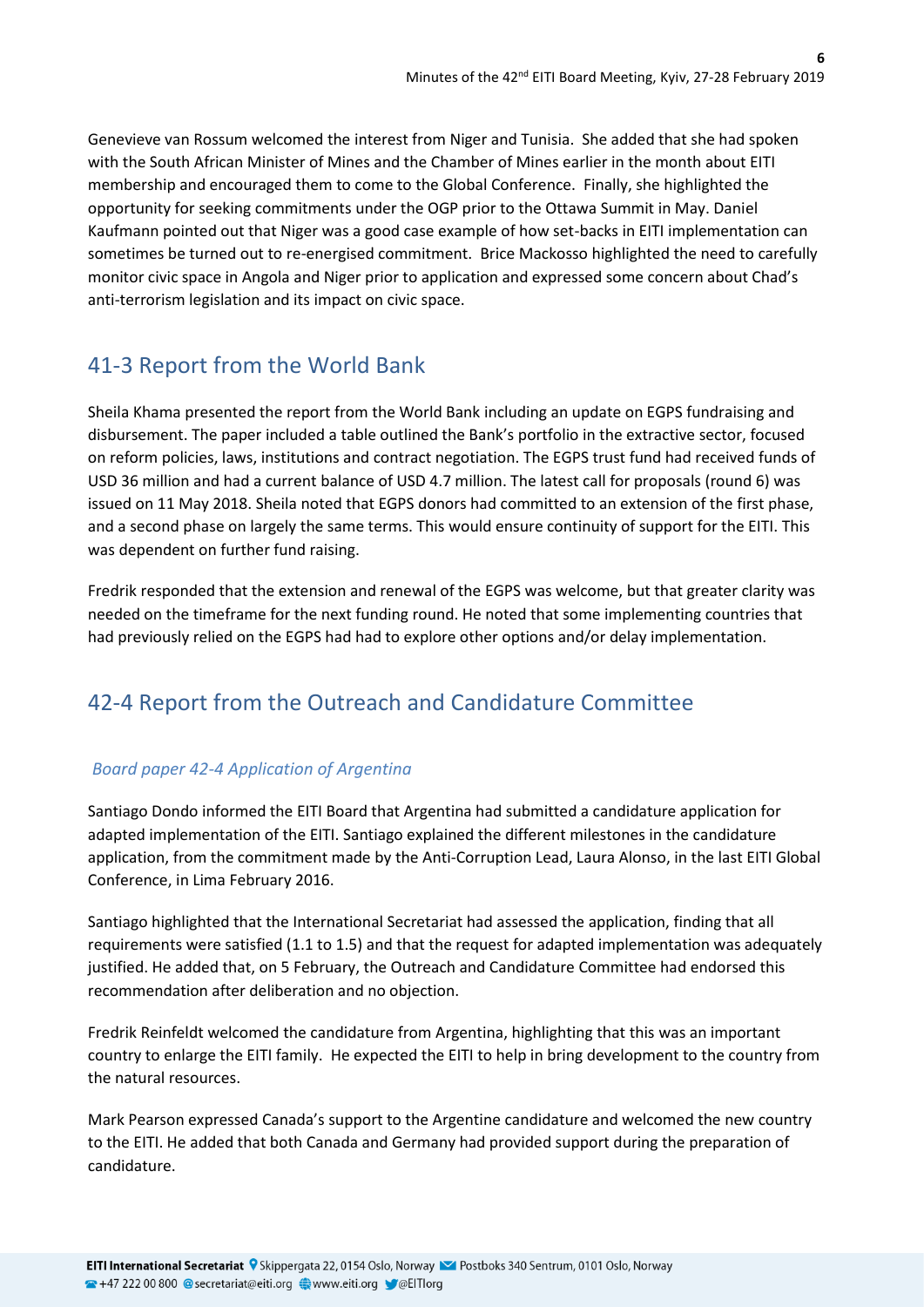Genevieve van Rossum welcomed the interest from Niger and Tunisia. She added that she had spoken with the South African Minister of Mines and the Chamber of Mines earlier in the month about EITI membership and encouraged them to come to the Global Conference. Finally, she highlighted the opportunity for seeking commitments under the OGP prior to the Ottawa Summit in May. Daniel Kaufmann pointed out that Niger was a good case example of how set-backs in EITI implementation can sometimes be turned out to re-energised commitment. Brice Mackosso highlighted the need to carefully monitor civic space in Angola and Niger prior to application and expressed some concern about Chad's anti-terrorism legislation and its impact on civic space.

## 41-3 Report from the World Bank

Sheila Khama presented the report from the World Bank including an update on EGPS fundraising and disbursement. The paper included a table outlined the Bank's portfolio in the extractive sector, focused on reform policies, laws, institutions and contract negotiation. The EGPS trust fund had received funds of USD 36 million and had a current balance of USD 4.7 million. The latest call for proposals (round 6) was issued on 11 May 2018. Sheila noted that EGPS donors had committed to an extension of the first phase, and a second phase on largely the same terms. This would ensure continuity of support for the EITI. This was dependent on further fund raising.

Fredrik responded that the extension and renewal of the EGPS was welcome, but that greater clarity was needed on the timeframe for the next funding round. He noted that some implementing countries that had previously relied on the EGPS had had to explore other options and/or delay implementation.

## 42-4 Report from the Outreach and Candidature Committee

### *Board paper 42-4 Application of Argentina*

Santiago Dondo informed the EITI Board that Argentina had submitted a candidature application for adapted implementation of the EITI. Santiago explained the different milestones in the candidature application, from the commitment made by the Anti-Corruption Lead, Laura Alonso, in the last EITI Global Conference, in Lima February 2016.

Santiago highlighted that the International Secretariat had assessed the application, finding that all requirements were satisfied (1.1 to 1.5) and that the request for adapted implementation was adequately justified. He added that, on 5 February, the Outreach and Candidature Committee had endorsed this recommendation after deliberation and no objection.

Fredrik Reinfeldt welcomed the candidature from Argentina, highlighting that this was an important country to enlarge the EITI family. He expected the EITI to help in bring development to the country from the natural resources.

Mark Pearson expressed Canada's support to the Argentine candidature and welcomed the new country to the EITI. He added that both Canada and Germany had provided support during the preparation of candidature.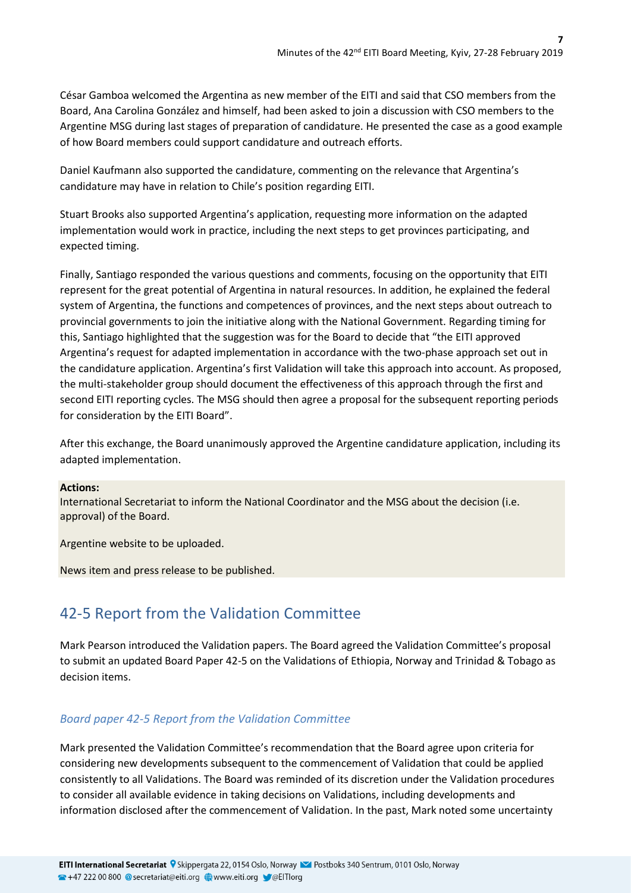César Gamboa welcomed the Argentina as new member of the EITI and said that CSO members from the Board, Ana Carolina González and himself, had been asked to join a discussion with CSO members to the Argentine MSG during last stages of preparation of candidature. He presented the case as a good example of how Board members could support candidature and outreach efforts.

Daniel Kaufmann also supported the candidature, commenting on the relevance that Argentina's candidature may have in relation to Chile's position regarding EITI.

Stuart Brooks also supported Argentina's application, requesting more information on the adapted implementation would work in practice, including the next steps to get provinces participating, and expected timing.

Finally, Santiago responded the various questions and comments, focusing on the opportunity that EITI represent for the great potential of Argentina in natural resources. In addition, he explained the federal system of Argentina, the functions and competences of provinces, and the next steps about outreach to provincial governments to join the initiative along with the National Government. Regarding timing for this, Santiago highlighted that the suggestion was for the Board to decide that "the EITI approved Argentina's request for adapted implementation in accordance with the two-phase approach set out in the candidature application. Argentina's first Validation will take this approach into account. As proposed, the multi-stakeholder group should document the effectiveness of this approach through the first and second EITI reporting cycles. The MSG should then agree a proposal for the subsequent reporting periods for consideration by the EITI Board".

After this exchange, the Board unanimously approved the Argentine candidature application, including its adapted implementation.

**Actions:**
International Secretariat to inform the National Coordinator and the MSG about the decision (i.e. approval) of the Board.

Argentine website to be uploaded.

News item and press release to be published.

## 42-5 Report from the Validation Committee

Mark Pearson introduced the Validation papers. The Board agreed the Validation Committee's proposal to submit an updated Board Paper 42-5 on the Validations of Ethiopia, Norway and Trinidad & Tobago as decision items.

### *Board paper 42-5 Report from the Validation Committee*

Mark presented the Validation Committee's recommendation that the Board agree upon criteria for considering new developments subsequent to the commencement of Validation that could be applied consistently to all Validations. The Board was reminded of its discretion under the Validation procedures to consider all available evidence in taking decisions on Validations, including developments and information disclosed after the commencement of Validation. In the past, Mark noted some uncertainty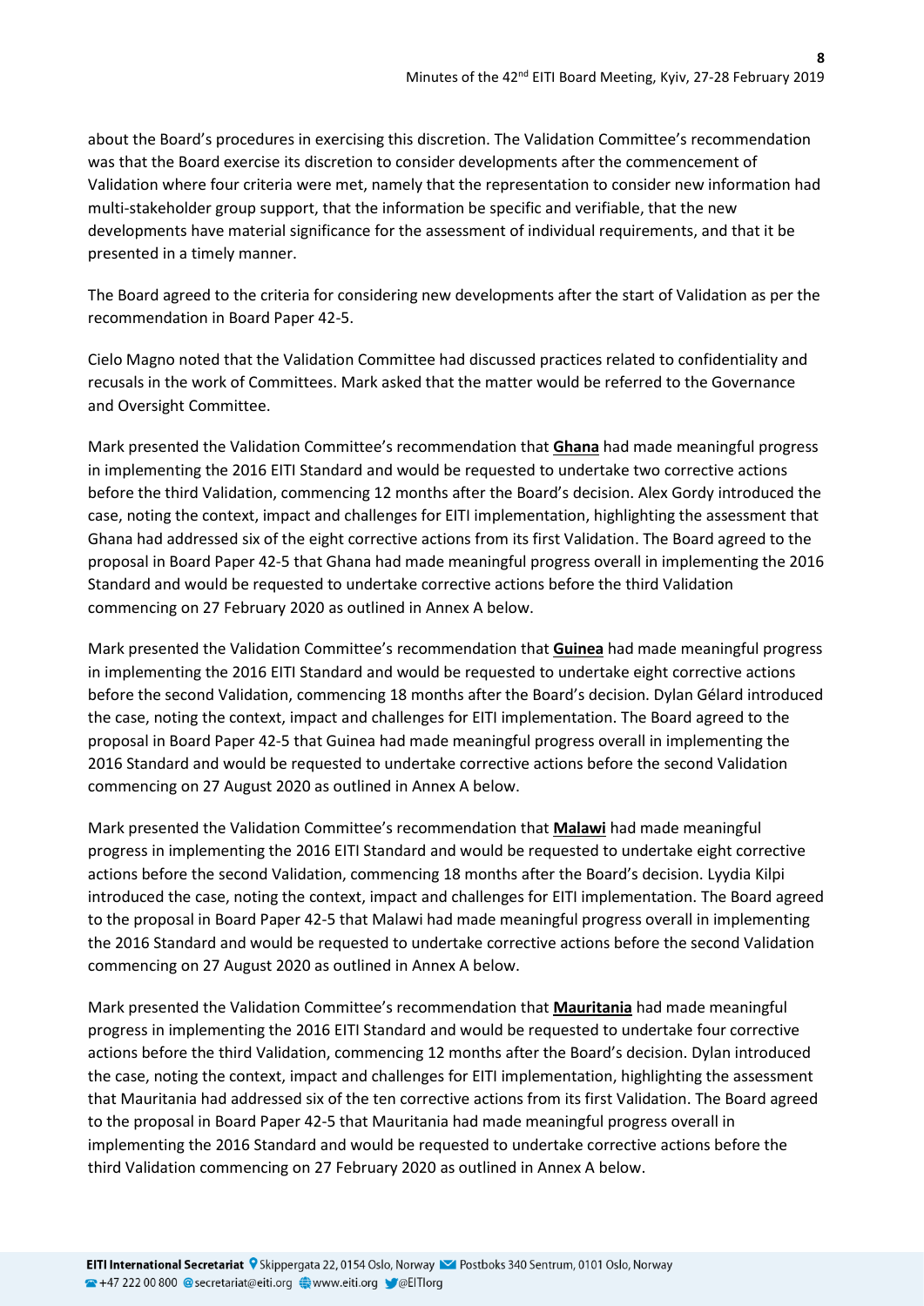about the Board's procedures in exercising this discretion. The Validation Committee's recommendation was that the Board exercise its discretion to consider developments after the commencement of Validation where four criteria were met, namely that the representation to consider new information had multi-stakeholder group support, that the information be specific and verifiable, that the new developments have material significance for the assessment of individual requirements, and that it be presented in a timely manner.

The Board agreed to the criteria for considering new developments after the start of Validation as per the recommendation in Board Paper 42-5.

Cielo Magno noted that the Validation Committee had discussed practices related to confidentiality and recusals in the work of Committees. Mark asked that the matter would be referred to the Governance and Oversight Committee.

Mark presented the Validation Committee's recommendation that **Ghana** had made meaningful progress in implementing the 2016 EITI Standard and would be requested to undertake two corrective actions before the third Validation, commencing 12 months after the Board's decision. Alex Gordy introduced the case, noting the context, impact and challenges for EITI implementation, highlighting the assessment that Ghana had addressed six of the eight corrective actions from its first Validation. The Board agreed to the proposal in Board Paper 42-5 that Ghana had made meaningful progress overall in implementing the 2016 Standard and would be requested to undertake corrective actions before the third Validation commencing on 27 February 2020 as outlined in Annex A below.

Mark presented the Validation Committee's recommendation that **Guinea** had made meaningful progress in implementing the 2016 EITI Standard and would be requested to undertake eight corrective actions before the second Validation, commencing 18 months after the Board's decision. Dylan Gélard introduced the case, noting the context, impact and challenges for EITI implementation. The Board agreed to the proposal in Board Paper 42-5 that Guinea had made meaningful progress overall in implementing the 2016 Standard and would be requested to undertake corrective actions before the second Validation commencing on 27 August 2020 as outlined in Annex A below.

Mark presented the Validation Committee's recommendation that **Malawi** had made meaningful progress in implementing the 2016 EITI Standard and would be requested to undertake eight corrective actions before the second Validation, commencing 18 months after the Board's decision. Lyydia Kilpi introduced the case, noting the context, impact and challenges for EITI implementation. The Board agreed to the proposal in Board Paper 42-5 that Malawi had made meaningful progress overall in implementing the 2016 Standard and would be requested to undertake corrective actions before the second Validation commencing on 27 August 2020 as outlined in Annex A below.

Mark presented the Validation Committee's recommendation that **Mauritania** had made meaningful progress in implementing the 2016 EITI Standard and would be requested to undertake four corrective actions before the third Validation, commencing 12 months after the Board's decision. Dylan introduced the case, noting the context, impact and challenges for EITI implementation, highlighting the assessment that Mauritania had addressed six of the ten corrective actions from its first Validation. The Board agreed to the proposal in Board Paper 42-5 that Mauritania had made meaningful progress overall in implementing the 2016 Standard and would be requested to undertake corrective actions before the third Validation commencing on 27 February 2020 as outlined in Annex A below.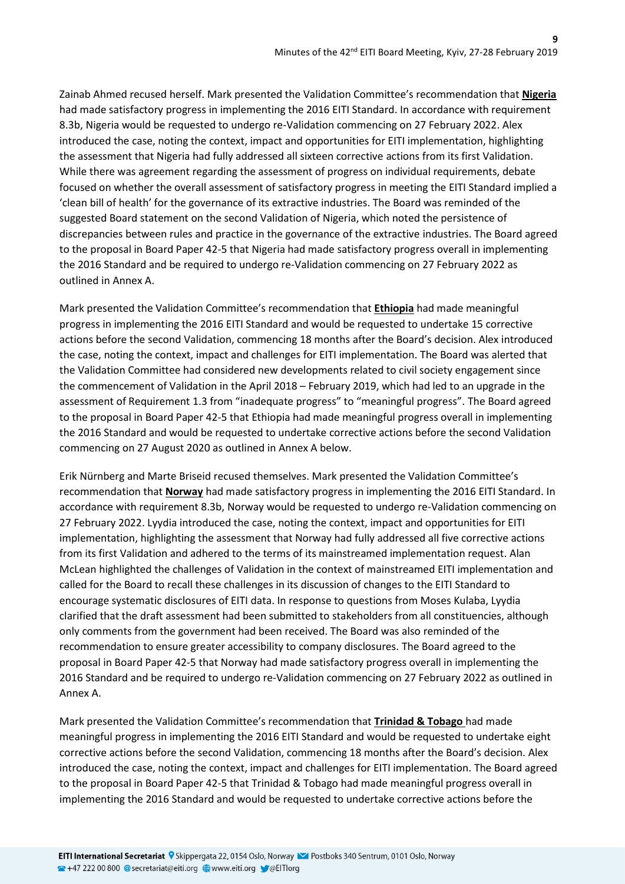Zainab Ahmed recused herself. Mark presented the Validation Committee's recommendation that **Nigeria** had made satisfactory progress in implementing the 2016 EITI Standard. In accordance with requirement 8.3b, Nigeria would be requested to undergo re-Validation commencing on 27 February 2022. Alex introduced the case, noting the context, impact and opportunities for EITI implementation, highlighting the assessment that Nigeria had fully addressed all sixteen corrective actions from its first Validation. While there was agreement regarding the assessment of progress on individual requirements, debate focused on whether the overall assessment of satisfactory progress in meeting the EITI Standard implied a 'clean bill of health' for the governance of its extractive industries. The Board was reminded of the suggested Board statement on the second Validation of Nigeria, which noted the persistence of discrepancies between rules and practice in the governance of the extractive industries. The Board agreed to the proposal in Board Paper 42-5 that Nigeria had made satisfactory progress overall in implementing the 2016 Standard and be required to undergo re-Validation commencing on 27 February 2022 as outlined in Annex A.

Mark presented the Validation Committee's recommendation that **Ethiopia** had made meaningful progress in implementing the 2016 EITI Standard and would be requested to undertake 15 corrective actions before the second Validation, commencing 18 months after the Board's decision. Alex introduced the case, noting the context, impact and challenges for EITI implementation. The Board was alerted that the Validation Committee had considered new developments related to civil society engagement since the commencement of Validation in the April 2018 – February 2019, which had led to an upgrade in the assessment of Requirement 1.3 from "inadequate progress" to "meaningful progress". The Board agreed to the proposal in Board Paper 42-5 that Ethiopia had made meaningful progress overall in implementing the 2016 Standard and would be requested to undertake corrective actions before the second Validation commencing on 27 August 2020 as outlined in Annex A below.

Erik Nürnberg and Marte Briseid recused themselves. Mark presented the Validation Committee's recommendation that **Norway** had made satisfactory progress in implementing the 2016 EITI Standard. In accordance with requirement 8.3b, Norway would be requested to undergo re-Validation commencing on 27 February 2022. Lyydia introduced the case, noting the context, impact and opportunities for EITI implementation, highlighting the assessment that Norway had fully addressed all five corrective actions from its first Validation and adhered to the terms of its mainstreamed implementation request. Alan McLean highlighted the challenges of Validation in the context of mainstreamed EITI implementation and called for the Board to recall these challenges in its discussion of changes to the EITI Standard to encourage systematic disclosures of EITI data. In response to questions from Moses Kulaba, Lyydia clarified that the draft assessment had been submitted to stakeholders from all constituencies, although only comments from the government had been received. The Board was also reminded of the recommendation to ensure greater accessibility to company disclosures. The Board agreed to the proposal in Board Paper 42-5 that Norway had made satisfactory progress overall in implementing the 2016 Standard and be required to undergo re-Validation commencing on 27 February 2022 as outlined in Annex A.

Mark presented the Validation Committee's recommendation that **Trinidad & Tobago** had made meaningful progress in implementing the 2016 EITI Standard and would be requested to undertake eight corrective actions before the second Validation, commencing 18 months after the Board's decision. Alex introduced the case, noting the context, impact and challenges for EITI implementation. The Board agreed to the proposal in Board Paper 42-5 that Trinidad & Tobago had made meaningful progress overall in implementing the 2016 Standard and would be requested to undertake corrective actions before the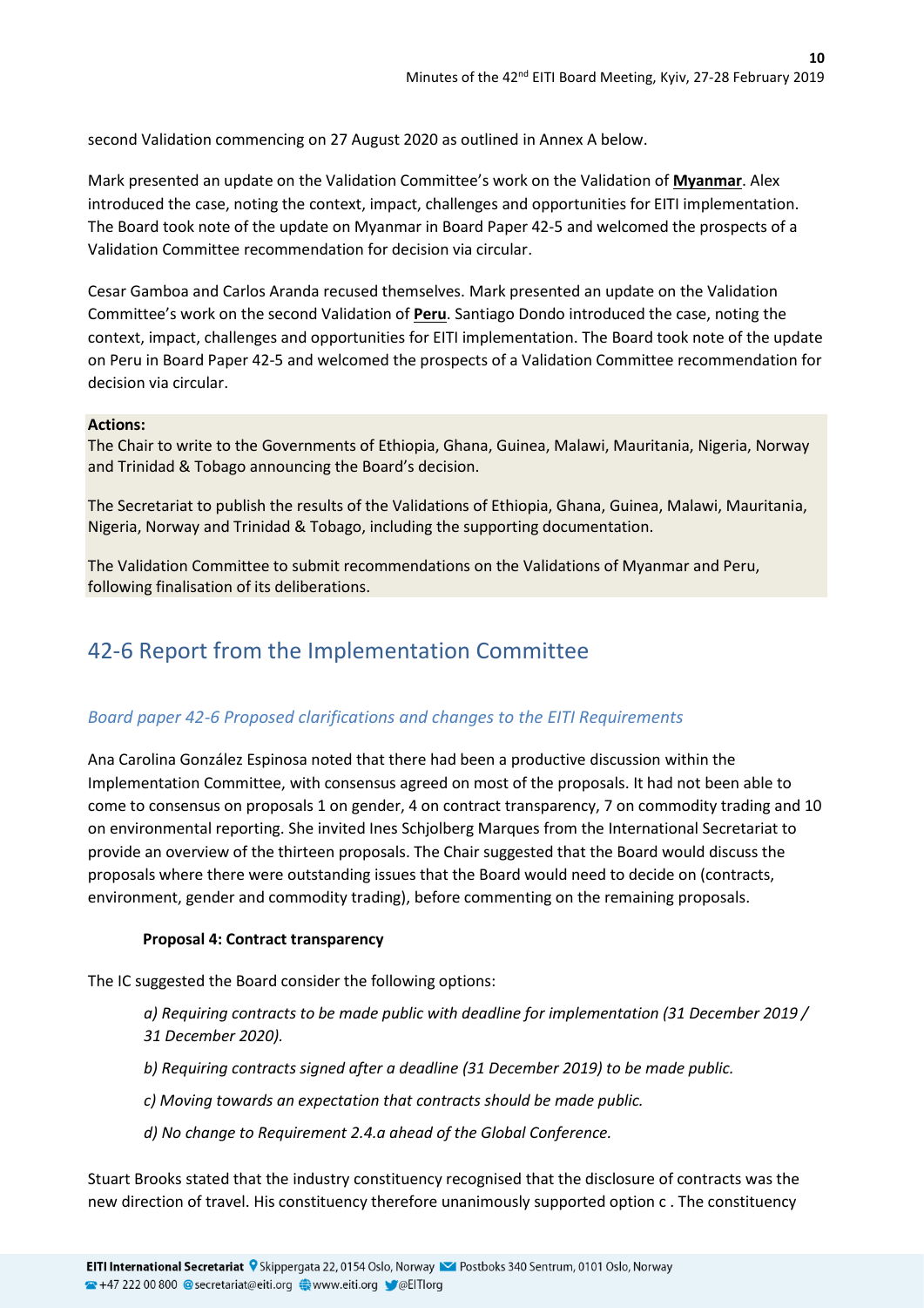second Validation commencing on 27 August 2020 as outlined in Annex A below.

Mark presented an update on the Validation Committee's work on the Validation of **Myanmar**. Alex introduced the case, noting the context, impact, challenges and opportunities for EITI implementation. The Board took note of the update on Myanmar in Board Paper 42-5 and welcomed the prospects of a Validation Committee recommendation for decision via circular.

Cesar Gamboa and Carlos Aranda recused themselves. Mark presented an update on the Validation Committee's work on the second Validation of **Peru**. Santiago Dondo introduced the case, noting the context, impact, challenges and opportunities for EITI implementation. The Board took note of the update on Peru in Board Paper 42-5 and welcomed the prospects of a Validation Committee recommendation for decision via circular.

**Actions:**

The Chair to write to the Governments of Ethiopia, Ghana, Guinea, Malawi, Mauritania, Nigeria, Norway and Trinidad & Tobago announcing the Board's decision.

The Secretariat to publish the results of the Validations of Ethiopia, Ghana, Guinea, Malawi, Mauritania, Nigeria, Norway and Trinidad & Tobago, including the supporting documentation.

The Validation Committee to submit recommendations on the Validations of Myanmar and Peru, following finalisation of its deliberations.

## 42-6 Report from the Implementation Committee

### *Board paper 42-6 Proposed clarifications and changes to the EITI Requirements*

Ana Carolina González Espinosa noted that there had been a productive discussion within the Implementation Committee, with consensus agreed on most of the proposals. It had not been able to come to consensus on proposals 1 on gender, 4 on contract transparency, 7 on commodity trading and 10 on environmental reporting. She invited Ines Schjolberg Marques from the International Secretariat to provide an overview of the thirteen proposals. The Chair suggested that the Board would discuss the proposals where there were outstanding issues that the Board would need to decide on (contracts, environment, gender and commodity trading), before commenting on the remaining proposals.

**Proposal 4: Contract transparency**

The IC suggested the Board consider the following options:

*a) Requiring contracts to be made public with deadline for implementation (31 December 2019 / 31 December 2020).*

*b) Requiring contracts signed after a deadline (31 December 2019) to be made public.*

*c) Moving towards an expectation that contracts should be made public.*

*d) No change to Requirement 2.4.a ahead of the Global Conference.*

Stuart Brooks stated that the industry constituency recognised that the disclosure of contracts was the new direction of travel. His constituency therefore unanimously supported option c . The constituency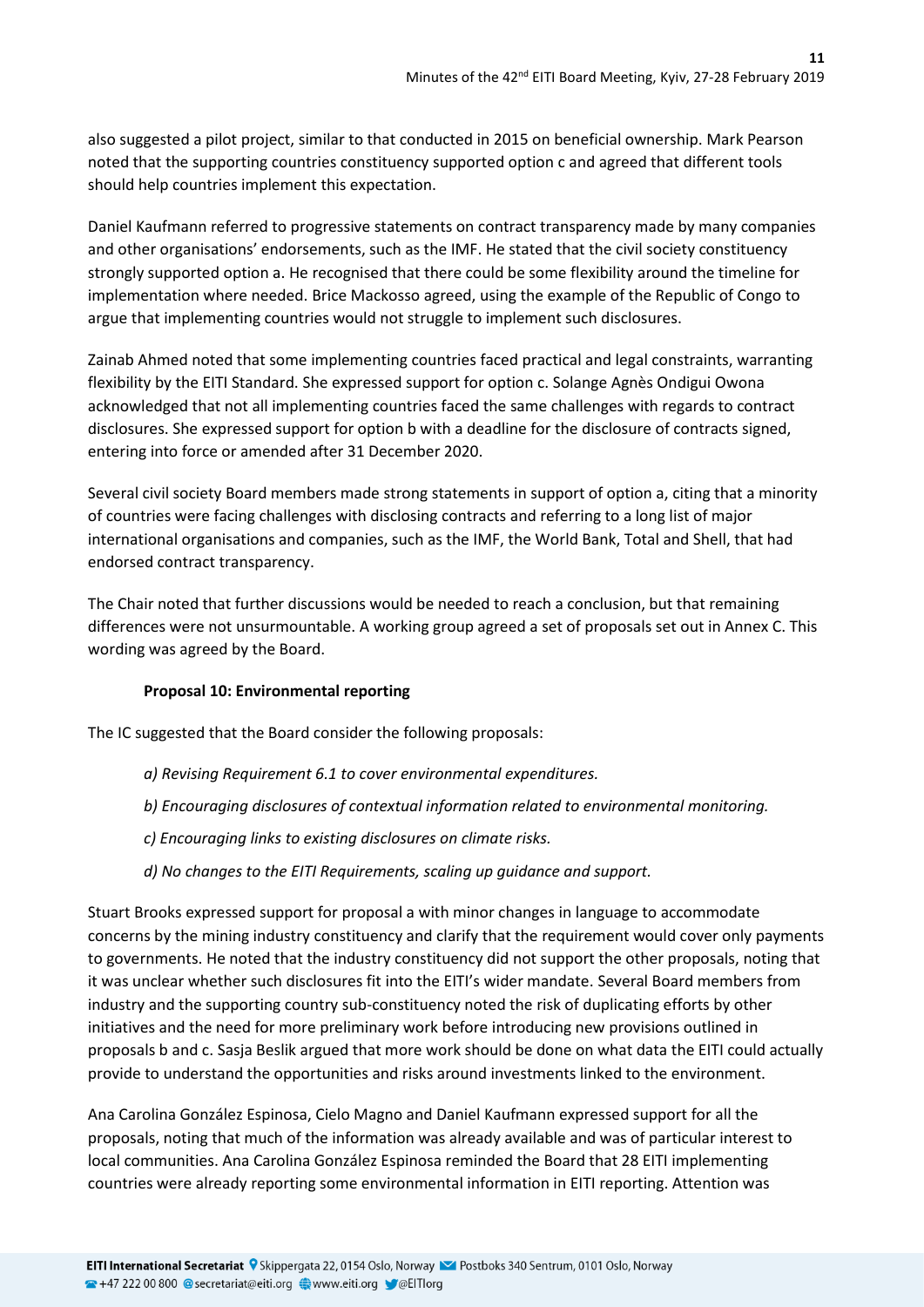also suggested a pilot project, similar to that conducted in 2015 on beneficial ownership. Mark Pearson noted that the supporting countries constituency supported option c and agreed that different tools should help countries implement this expectation.

Daniel Kaufmann referred to progressive statements on contract transparency made by many companies and other organisations' endorsements, such as the IMF. He stated that the civil society constituency strongly supported option a. He recognised that there could be some flexibility around the timeline for implementation where needed. Brice Mackosso agreed, using the example of the Republic of Congo to argue that implementing countries would not struggle to implement such disclosures.

Zainab Ahmed noted that some implementing countries faced practical and legal constraints, warranting flexibility by the EITI Standard. She expressed support for option c. Solange Agnès Ondigui Owona acknowledged that not all implementing countries faced the same challenges with regards to contract disclosures. She expressed support for option b with a deadline for the disclosure of contracts signed, entering into force or amended after 31 December 2020.

Several civil society Board members made strong statements in support of option a, citing that a minority of countries were facing challenges with disclosing contracts and referring to a long list of major international organisations and companies, such as the IMF, the World Bank, Total and Shell, that had endorsed contract transparency.

The Chair noted that further discussions would be needed to reach a conclusion, but that remaining differences were not unsurmountable. A working group agreed a set of proposals set out in Annex C. This wording was agreed by the Board.

**Proposal 10: Environmental reporting**

The IC suggested that the Board consider the following proposals:

*a) Revising Requirement 6.1 to cover environmental expenditures.*

*b) Encouraging disclosures of contextual information related to environmental monitoring.*

*c) Encouraging links to existing disclosures on climate risks.*

*d) No changes to the EITI Requirements, scaling up guidance and support.*

Stuart Brooks expressed support for proposal a with minor changes in language to accommodate concerns by the mining industry constituency and clarify that the requirement would cover only payments to governments. He noted that the industry constituency did not support the other proposals, noting that it was unclear whether such disclosures fit into the EITI's wider mandate. Several Board members from industry and the supporting country sub-constituency noted the risk of duplicating efforts by other initiatives and the need for more preliminary work before introducing new provisions outlined in proposals b and c. Sasja Beslik argued that more work should be done on what data the EITI could actually provide to understand the opportunities and risks around investments linked to the environment.

Ana Carolina González Espinosa, Cielo Magno and Daniel Kaufmann expressed support for all the proposals, noting that much of the information was already available and was of particular interest to local communities. Ana Carolina González Espinosa reminded the Board that 28 EITI implementing countries were already reporting some environmental information in EITI reporting. Attention was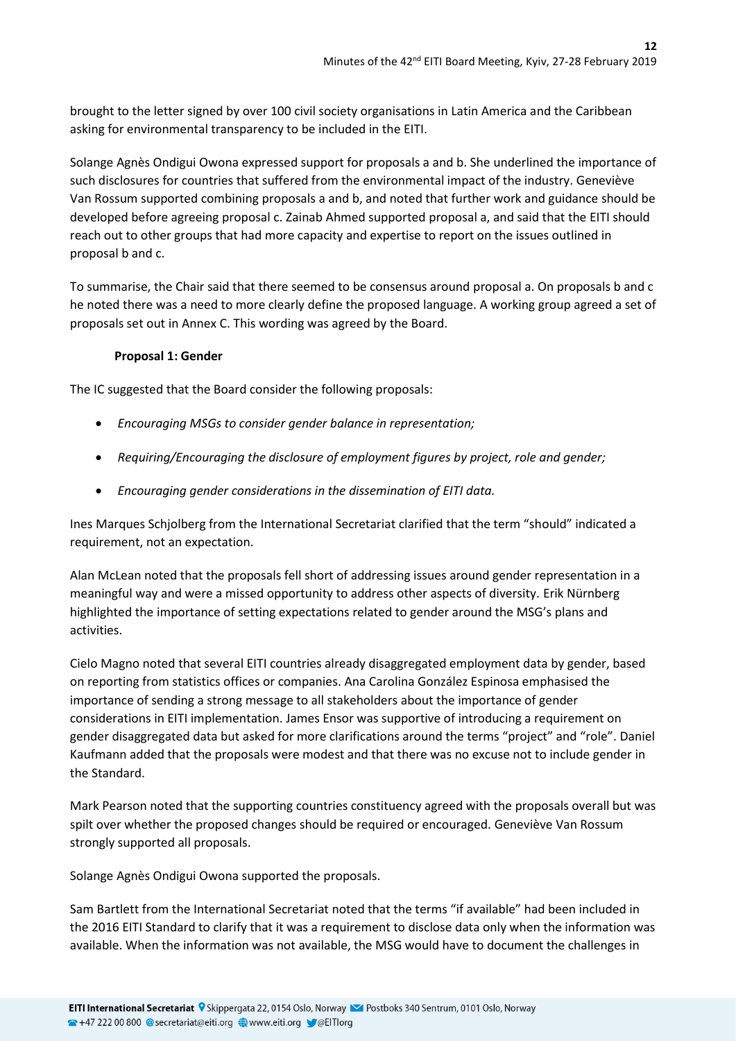brought to the letter signed by over 100 civil society organisations in Latin America and the Caribbean asking for environmental transparency to be included in the EITI.

Solange Agnès Ondigui Owona expressed support for proposals a and b. She underlined the importance of such disclosures for countries that suffered from the environmental impact of the industry. Geneviève Van Rossum supported combining proposals a and b, and noted that further work and guidance should be developed before agreeing proposal c. Zainab Ahmed supported proposal a, and said that the EITI should reach out to other groups that had more capacity and expertise to report on the issues outlined in proposal b and c.

To summarise, the Chair said that there seemed to be consensus around proposal a. On proposals b and c he noted there was a need to more clearly define the proposed language. A working group agreed a set of proposals set out in Annex C. This wording was agreed by the Board.

**Proposal 1: Gender**

The IC suggested that the Board consider the following proposals:

- *Encouraging MSGs to consider gender balance in representation;*
- *Requiring/Encouraging the disclosure of employment figures by project, role and gender;*
- *Encouraging gender considerations in the dissemination of EITI data.*

Ines Marques Schjolberg from the International Secretariat clarified that the term "should" indicated a requirement, not an expectation.

Alan McLean noted that the proposals fell short of addressing issues around gender representation in a meaningful way and were a missed opportunity to address other aspects of diversity. Erik Nürnberg highlighted the importance of setting expectations related to gender around the MSG's plans and activities.

Cielo Magno noted that several EITI countries already disaggregated employment data by gender, based on reporting from statistics offices or companies. Ana Carolina González Espinosa emphasised the importance of sending a strong message to all stakeholders about the importance of gender considerations in EITI implementation. James Ensor was supportive of introducing a requirement on gender disaggregated data but asked for more clarifications around the terms "project" and "role". Daniel Kaufmann added that the proposals were modest and that there was no excuse not to include gender in the Standard.

Mark Pearson noted that the supporting countries constituency agreed with the proposals overall but was spilt over whether the proposed changes should be required or encouraged. Geneviève Van Rossum strongly supported all proposals.

Solange Agnès Ondigui Owona supported the proposals.

Sam Bartlett from the International Secretariat noted that the terms "if available" had been included in the 2016 EITI Standard to clarify that it was a requirement to disclose data only when the information was available. When the information was not available, the MSG would have to document the challenges in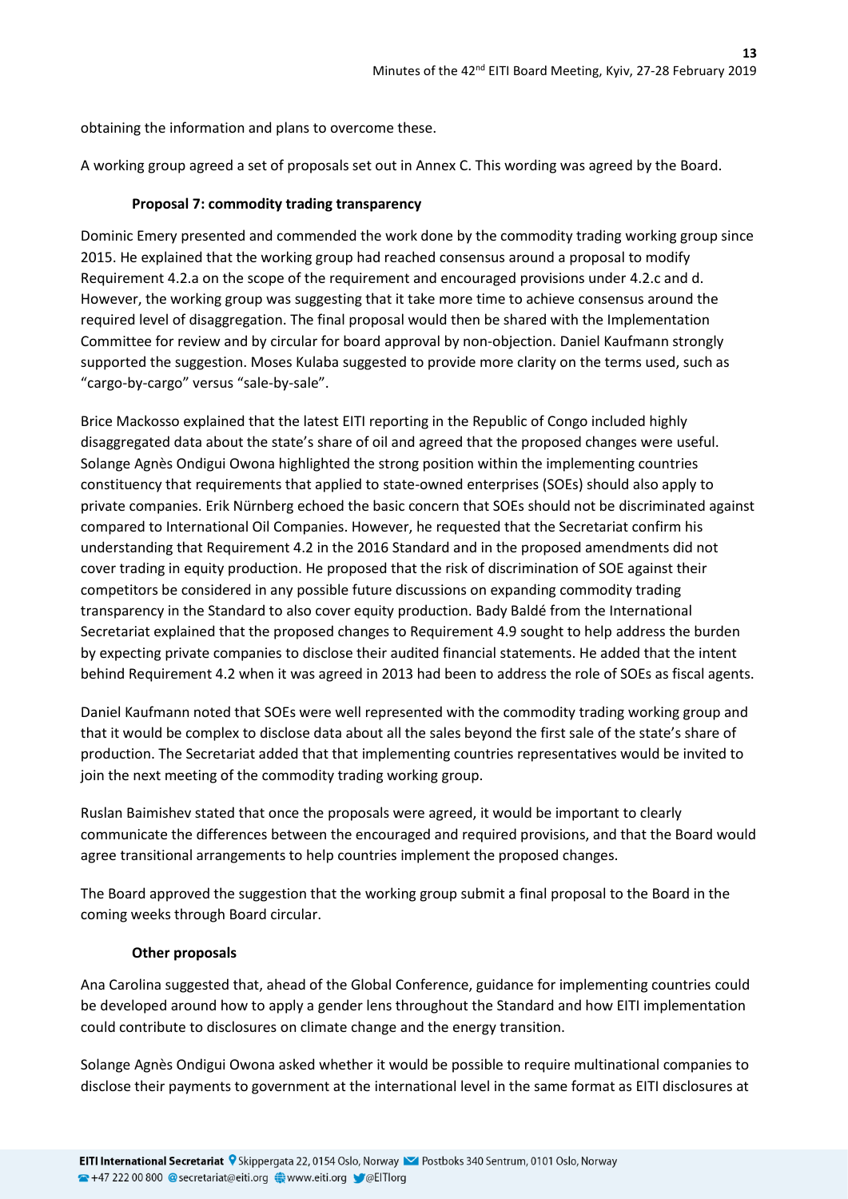obtaining the information and plans to overcome these.

A working group agreed a set of proposals set out in Annex C. This wording was agreed by the Board.

**Proposal 7: commodity trading transparency**

Dominic Emery presented and commended the work done by the commodity trading working group since 2015. He explained that the working group had reached consensus around a proposal to modify Requirement 4.2.a on the scope of the requirement and encouraged provisions under 4.2.c and d. However, the working group was suggesting that it take more time to achieve consensus around the required level of disaggregation. The final proposal would then be shared with the Implementation Committee for review and by circular for board approval by non-objection. Daniel Kaufmann strongly supported the suggestion. Moses Kulaba suggested to provide more clarity on the terms used, such as "cargo-by-cargo" versus "sale-by-sale".

Brice Mackosso explained that the latest EITI reporting in the Republic of Congo included highly disaggregated data about the state's share of oil and agreed that the proposed changes were useful. Solange Agnès Ondigui Owona highlighted the strong position within the implementing countries constituency that requirements that applied to state-owned enterprises (SOEs) should also apply to private companies. Erik Nürnberg echoed the basic concern that SOEs should not be discriminated against compared to International Oil Companies. However, he requested that the Secretariat confirm his understanding that Requirement 4.2 in the 2016 Standard and in the proposed amendments did not cover trading in equity production. He proposed that the risk of discrimination of SOE against their competitors be considered in any possible future discussions on expanding commodity trading transparency in the Standard to also cover equity production. Bady Baldé from the International Secretariat explained that the proposed changes to Requirement 4.9 sought to help address the burden by expecting private companies to disclose their audited financial statements. He added that the intent behind Requirement 4.2 when it was agreed in 2013 had been to address the role of SOEs as fiscal agents.

Daniel Kaufmann noted that SOEs were well represented with the commodity trading working group and that it would be complex to disclose data about all the sales beyond the first sale of the state's share of production. The Secretariat added that that implementing countries representatives would be invited to join the next meeting of the commodity trading working group.

Ruslan Baimishev stated that once the proposals were agreed, it would be important to clearly communicate the differences between the encouraged and required provisions, and that the Board would agree transitional arrangements to help countries implement the proposed changes.

The Board approved the suggestion that the working group submit a final proposal to the Board in the coming weeks through Board circular.

**Other proposals**

Ana Carolina suggested that, ahead of the Global Conference, guidance for implementing countries could be developed around how to apply a gender lens throughout the Standard and how EITI implementation could contribute to disclosures on climate change and the energy transition.

Solange Agnès Ondigui Owona asked whether it would be possible to require multinational companies to disclose their payments to government at the international level in the same format as EITI disclosures at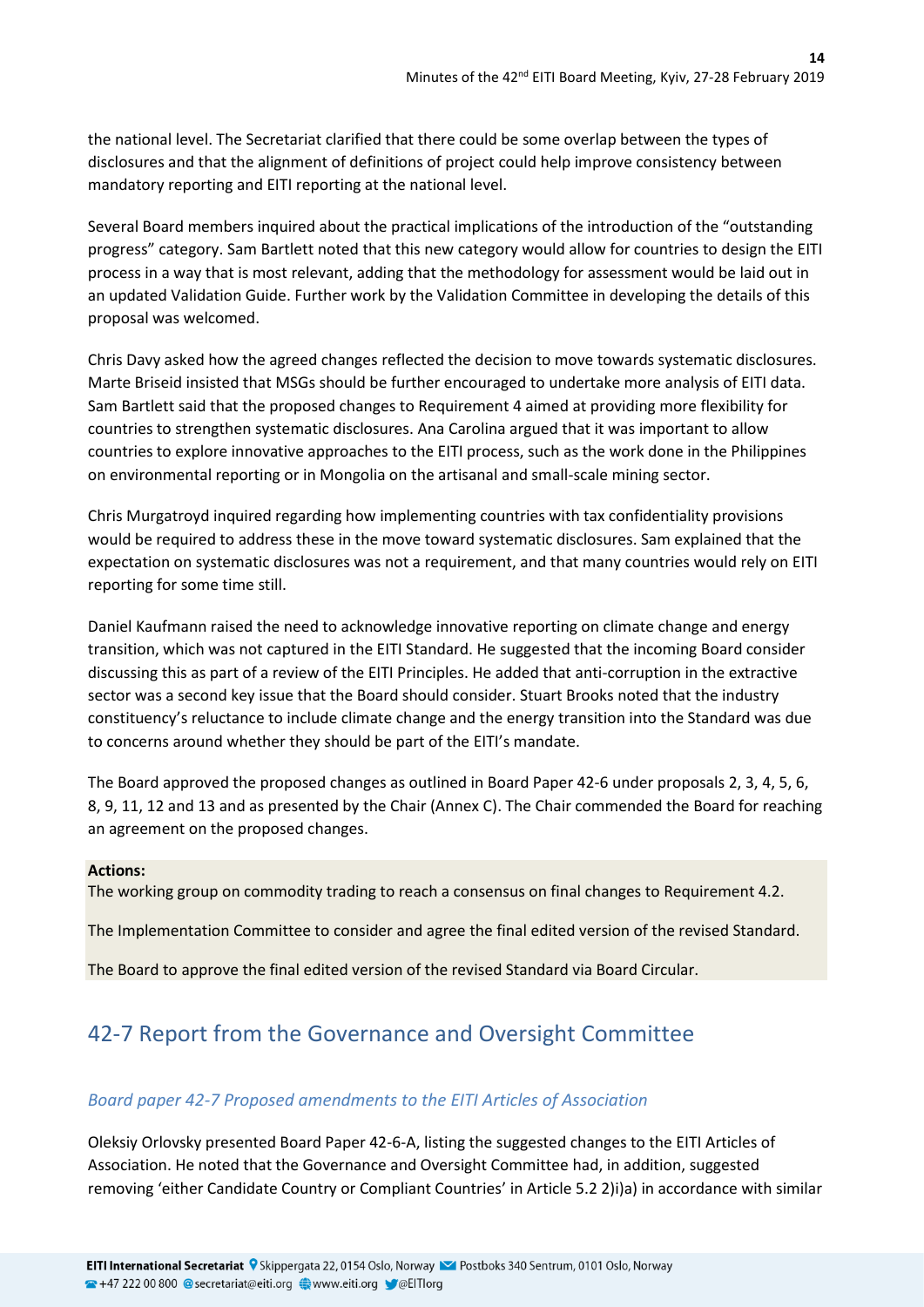the national level. The Secretariat clarified that there could be some overlap between the types of disclosures and that the alignment of definitions of project could help improve consistency between mandatory reporting and EITI reporting at the national level.

Several Board members inquired about the practical implications of the introduction of the "outstanding progress" category. Sam Bartlett noted that this new category would allow for countries to design the EITI process in a way that is most relevant, adding that the methodology for assessment would be laid out in an updated Validation Guide. Further work by the Validation Committee in developing the details of this proposal was welcomed.

Chris Davy asked how the agreed changes reflected the decision to move towards systematic disclosures. Marte Briseid insisted that MSGs should be further encouraged to undertake more analysis of EITI data. Sam Bartlett said that the proposed changes to Requirement 4 aimed at providing more flexibility for countries to strengthen systematic disclosures. Ana Carolina argued that it was important to allow countries to explore innovative approaches to the EITI process, such as the work done in the Philippines on environmental reporting or in Mongolia on the artisanal and small-scale mining sector.

Chris Murgatroyd inquired regarding how implementing countries with tax confidentiality provisions would be required to address these in the move toward systematic disclosures. Sam explained that the expectation on systematic disclosures was not a requirement, and that many countries would rely on EITI reporting for some time still.

Daniel Kaufmann raised the need to acknowledge innovative reporting on climate change and energy transition, which was not captured in the EITI Standard. He suggested that the incoming Board consider discussing this as part of a review of the EITI Principles. He added that anti-corruption in the extractive sector was a second key issue that the Board should consider. Stuart Brooks noted that the industry constituency's reluctance to include climate change and the energy transition into the Standard was due to concerns around whether they should be part of the EITI's mandate.

The Board approved the proposed changes as outlined in Board Paper 42-6 under proposals 2, 3, 4, 5, 6, 8, 9, 11, 12 and 13 and as presented by the Chair (Annex C). The Chair commended the Board for reaching an agreement on the proposed changes.

**Actions:**

The working group on commodity trading to reach a consensus on final changes to Requirement 4.2.

The Implementation Committee to consider and agree the final edited version of the revised Standard.

The Board to approve the final edited version of the revised Standard via Board Circular.

## 42-7 Report from the Governance and Oversight Committee

### *Board paper 42-7 Proposed amendments to the EITI Articles of Association*

Oleksiy Orlovsky presented Board Paper 42-6-A, listing the suggested changes to the EITI Articles of Association. He noted that the Governance and Oversight Committee had, in addition, suggested removing 'either Candidate Country or Compliant Countries' in Article 5.2 2)i)a) in accordance with similar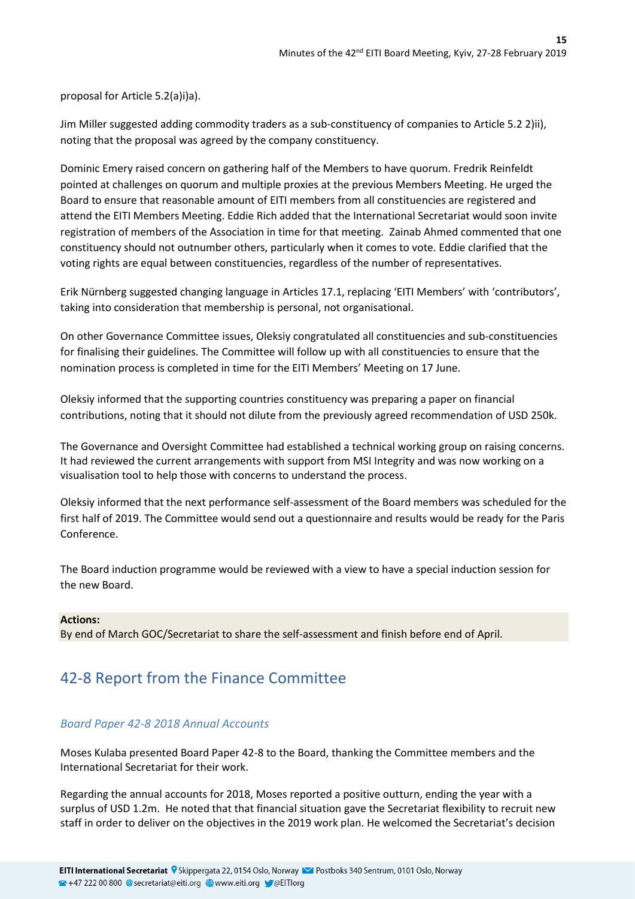proposal for Article 5.2(a)i)a).

Jim Miller suggested adding commodity traders as a sub-constituency of companies to Article 5.2 2)ii), noting that the proposal was agreed by the company constituency.

Dominic Emery raised concern on gathering half of the Members to have quorum. Fredrik Reinfeldt pointed at challenges on quorum and multiple proxies at the previous Members Meeting. He urged the Board to ensure that reasonable amount of EITI members from all constituencies are registered and attend the EITI Members Meeting. Eddie Rich added that the International Secretariat would soon invite registration of members of the Association in time for that meeting. Zainab Ahmed commented that one constituency should not outnumber others, particularly when it comes to vote. Eddie clarified that the voting rights are equal between constituencies, regardless of the number of representatives.

Erik Nürnberg suggested changing language in Articles 17.1, replacing 'EITI Members' with 'contributors', taking into consideration that membership is personal, not organisational.

On other Governance Committee issues, Oleksiy congratulated all constituencies and sub-constituencies for finalising their guidelines. The Committee will follow up with all constituencies to ensure that the nomination process is completed in time for the EITI Members' Meeting on 17 June.

Oleksiy informed that the supporting countries constituency was preparing a paper on financial contributions, noting that it should not dilute from the previously agreed recommendation of USD 250k.

The Governance and Oversight Committee had established a technical working group on raising concerns. It had reviewed the current arrangements with support from MSI Integrity and was now working on a visualisation tool to help those with concerns to understand the process.

Oleksiy informed that the next performance self-assessment of the Board members was scheduled for the first half of 2019. The Committee would send out a questionnaire and results would be ready for the Paris Conference.

The Board induction programme would be reviewed with a view to have a special induction session for the new Board.

**Actions:**
By end of March GOC/Secretariat to share the self-assessment and finish before end of April.

## 42-8 Report from the Finance Committee

### *Board Paper 42-8 2018 Annual Accounts*

Moses Kulaba presented Board Paper 42-8 to the Board, thanking the Committee members and the International Secretariat for their work.

Regarding the annual accounts for 2018, Moses reported a positive outturn, ending the year with a surplus of USD 1.2m. He noted that that financial situation gave the Secretariat flexibility to recruit new staff in order to deliver on the objectives in the 2019 work plan. He welcomed the Secretariat's decision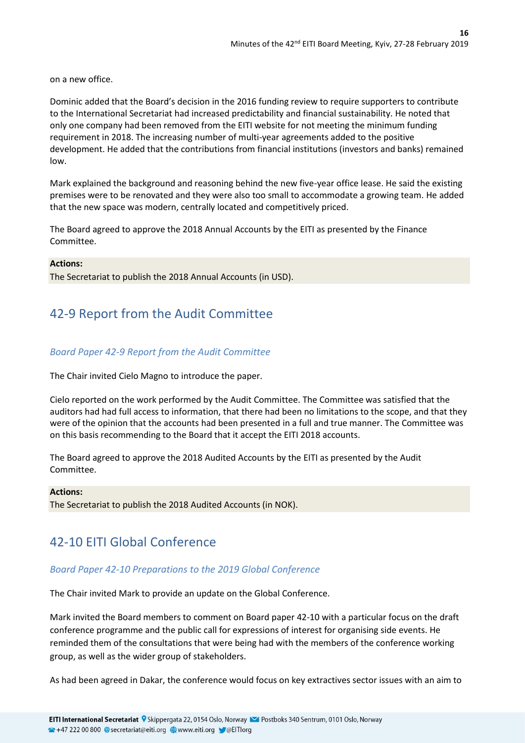on a new office.

Dominic added that the Board's decision in the 2016 funding review to require supporters to contribute to the International Secretariat had increased predictability and financial sustainability. He noted that only one company had been removed from the EITI website for not meeting the minimum funding requirement in 2018. The increasing number of multi-year agreements added to the positive development. He added that the contributions from financial institutions (investors and banks) remained low.

Mark explained the background and reasoning behind the new five-year office lease. He said the existing premises were to be renovated and they were also too small to accommodate a growing team. He added that the new space was modern, centrally located and competitively priced.

The Board agreed to approve the 2018 Annual Accounts by the EITI as presented by the Finance Committee.

**Actions:**
The Secretariat to publish the 2018 Annual Accounts (in USD).

## 42-9 Report from the Audit Committee

*Board Paper 42-9 Report from the Audit Committee*

The Chair invited Cielo Magno to introduce the paper.

Cielo reported on the work performed by the Audit Committee. The Committee was satisfied that the auditors had had full access to information, that there had been no limitations to the scope, and that they were of the opinion that the accounts had been presented in a full and true manner. The Committee was on this basis recommending to the Board that it accept the EITI 2018 accounts.

The Board agreed to approve the 2018 Audited Accounts by the EITI as presented by the Audit Committee.

**Actions:**
The Secretariat to publish the 2018 Audited Accounts (in NOK).

## 42-10 EITI Global Conference

*Board Paper 42-10 Preparations to the 2019 Global Conference*

The Chair invited Mark to provide an update on the Global Conference.

Mark invited the Board members to comment on Board paper 42-10 with a particular focus on the draft conference programme and the public call for expressions of interest for organising side events. He reminded them of the consultations that were being had with the members of the conference working group, as well as the wider group of stakeholders.

As had been agreed in Dakar, the conference would focus on key extractives sector issues with an aim to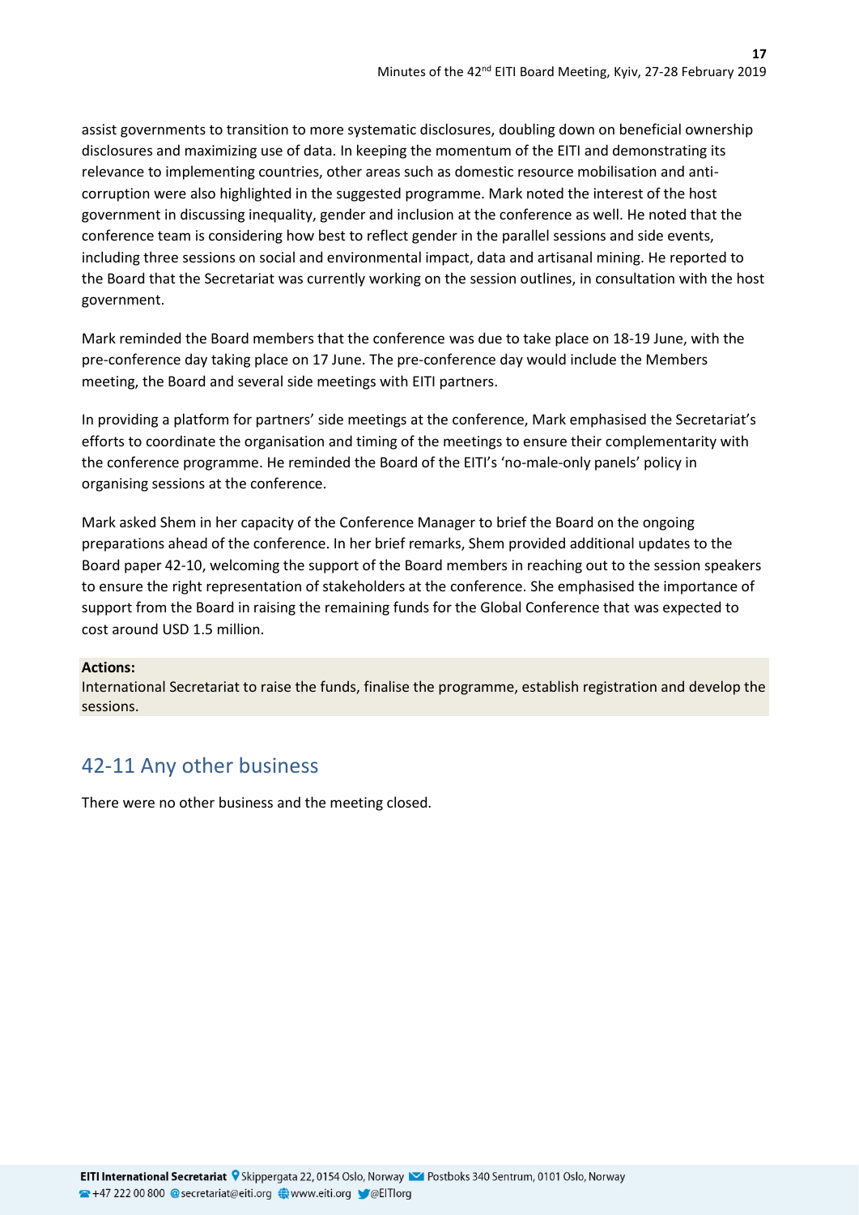assist governments to transition to more systematic disclosures, doubling down on beneficial ownership disclosures and maximizing use of data. In keeping the momentum of the EITI and demonstrating its relevance to implementing countries, other areas such as domestic resource mobilisation and anti-corruption were also highlighted in the suggested programme. Mark noted the interest of the host government in discussing inequality, gender and inclusion at the conference as well. He noted that the conference team is considering how best to reflect gender in the parallel sessions and side events, including three sessions on social and environmental impact, data and artisanal mining. He reported to the Board that the Secretariat was currently working on the session outlines, in consultation with the host government.

Mark reminded the Board members that the conference was due to take place on 18-19 June, with the pre-conference day taking place on 17 June. The pre-conference day would include the Members meeting, the Board and several side meetings with EITI partners.

In providing a platform for partners' side meetings at the conference, Mark emphasised the Secretariat's efforts to coordinate the organisation and timing of the meetings to ensure their complementarity with the conference programme. He reminded the Board of the EITI's 'no-male-only panels' policy in organising sessions at the conference.

Mark asked Shem in her capacity of the Conference Manager to brief the Board on the ongoing preparations ahead of the conference. In her brief remarks, Shem provided additional updates to the Board paper 42-10, welcoming the support of the Board members in reaching out to the session speakers to ensure the right representation of stakeholders at the conference. She emphasised the importance of support from the Board in raising the remaining funds for the Global Conference that was expected to cost around USD 1.5 million.

**Actions:**
International Secretariat to raise the funds, finalise the programme, establish registration and develop the sessions.

## 42-11 Any other business

There were no other business and the meeting closed.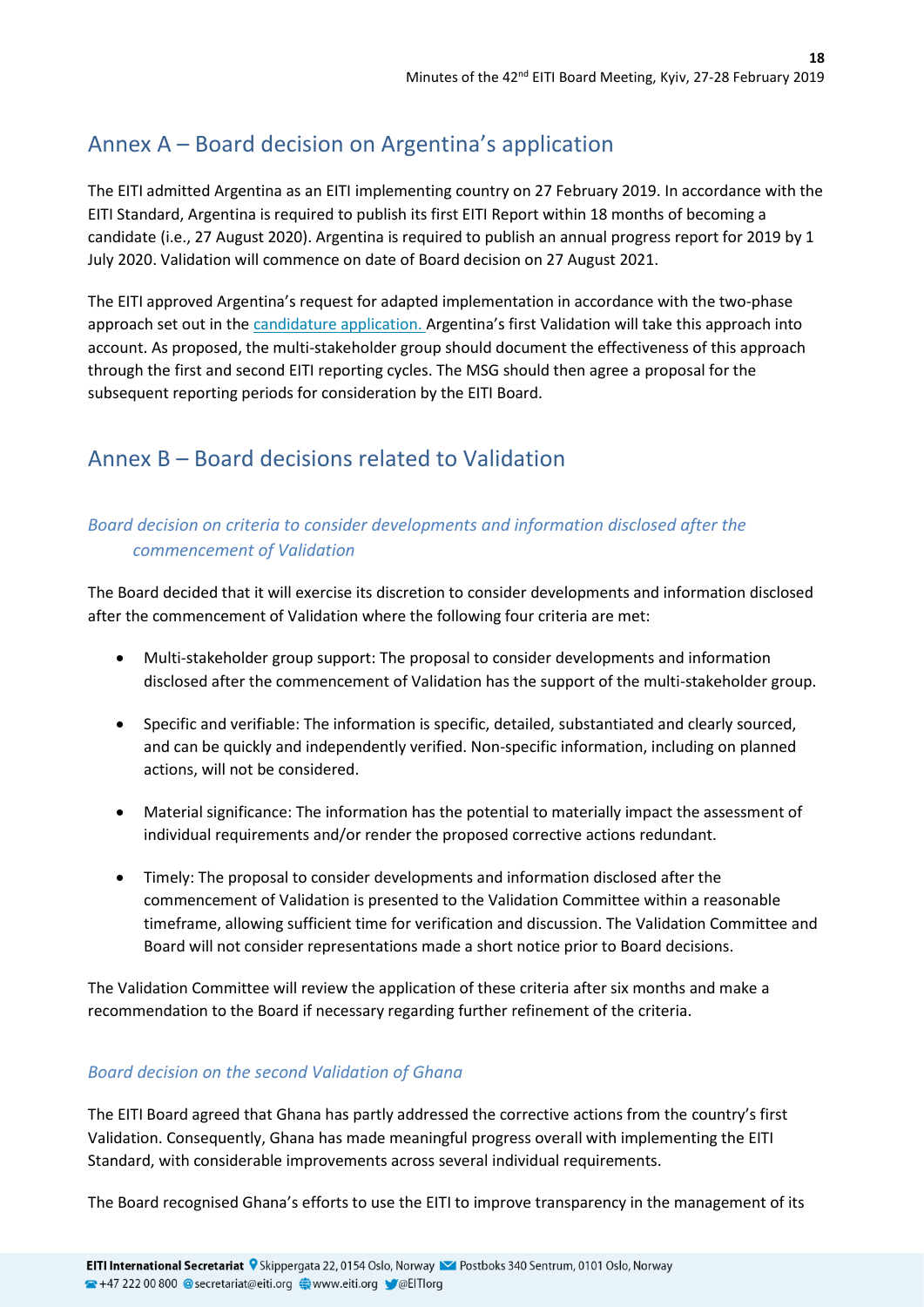## Annex A – Board decision on Argentina's application

The EITI admitted Argentina as an EITI implementing country on 27 February 2019. In accordance with the EITI Standard, Argentina is required to publish its first EITI Report within 18 months of becoming a candidate (i.e., 27 August 2020). Argentina is required to publish an annual progress report for 2019 by 1 July 2020. Validation will commence on date of Board decision on 27 August 2021.

The EITI approved Argentina's request for adapted implementation in accordance with the two-phase approach set out in the candidature application. Argentina's first Validation will take this approach into account. As proposed, the multi-stakeholder group should document the effectiveness of this approach through the first and second EITI reporting cycles. The MSG should then agree a proposal for the subsequent reporting periods for consideration by the EITI Board.

## Annex B – Board decisions related to Validation

### *Board decision on criteria to consider developments and information disclosed after the commencement of Validation*

The Board decided that it will exercise its discretion to consider developments and information disclosed after the commencement of Validation where the following four criteria are met:

- Multi-stakeholder group support: The proposal to consider developments and information disclosed after the commencement of Validation has the support of the multi-stakeholder group.
- Specific and verifiable: The information is specific, detailed, substantiated and clearly sourced, and can be quickly and independently verified. Non-specific information, including on planned actions, will not be considered.
- Material significance: The information has the potential to materially impact the assessment of individual requirements and/or render the proposed corrective actions redundant.
- Timely: The proposal to consider developments and information disclosed after the commencement of Validation is presented to the Validation Committee within a reasonable timeframe, allowing sufficient time for verification and discussion. The Validation Committee and Board will not consider representations made a short notice prior to Board decisions.

The Validation Committee will review the application of these criteria after six months and make a recommendation to the Board if necessary regarding further refinement of the criteria.

### *Board decision on the second Validation of Ghana*

The EITI Board agreed that Ghana has partly addressed the corrective actions from the country's first Validation. Consequently, Ghana has made meaningful progress overall with implementing the EITI Standard, with considerable improvements across several individual requirements.

The Board recognised Ghana's efforts to use the EITI to improve transparency in the management of its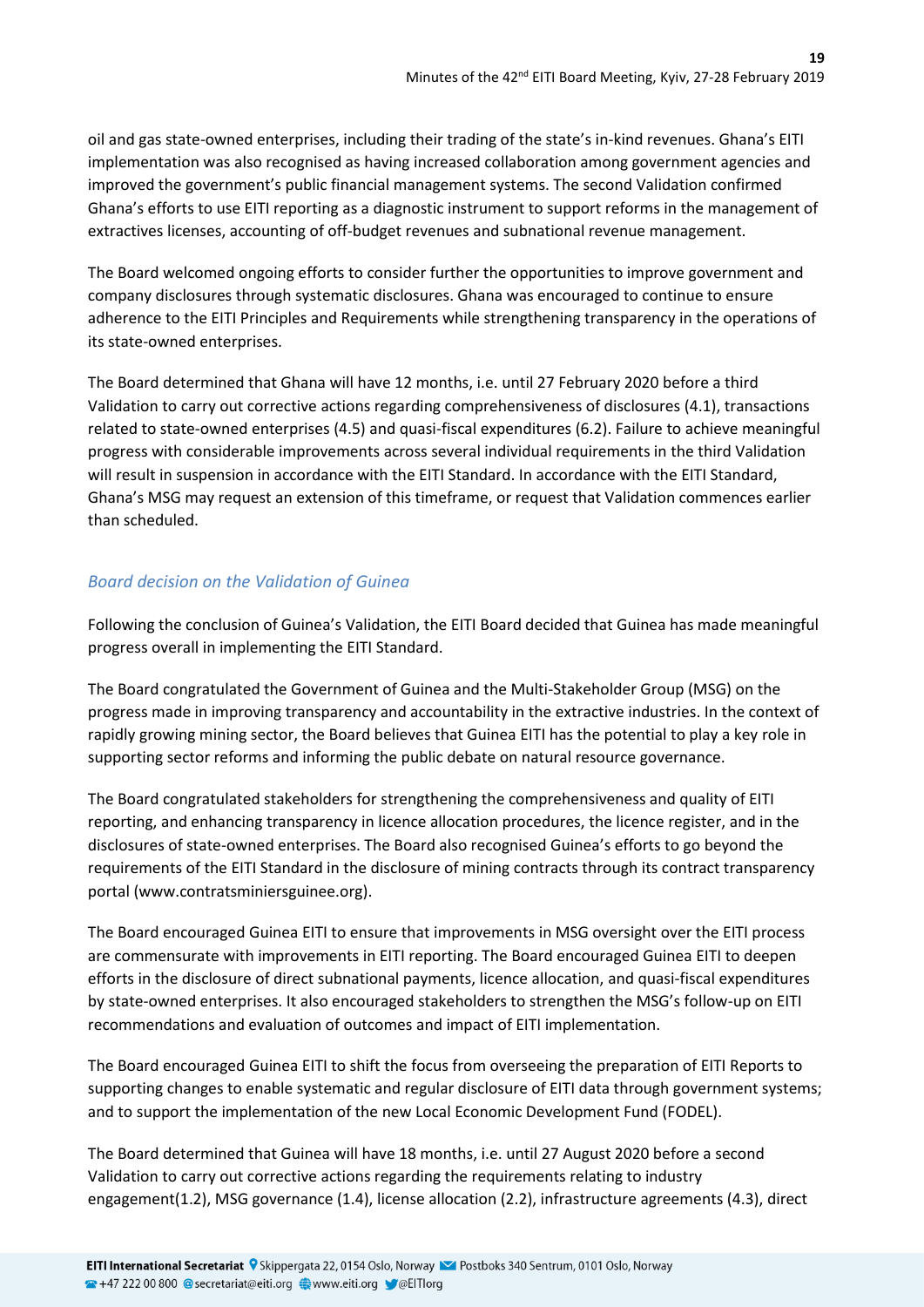oil and gas state-owned enterprises, including their trading of the state's in-kind revenues. Ghana's EITI implementation was also recognised as having increased collaboration among government agencies and improved the government's public financial management systems. The second Validation confirmed Ghana's efforts to use EITI reporting as a diagnostic instrument to support reforms in the management of extractives licenses, accounting of off-budget revenues and subnational revenue management.

The Board welcomed ongoing efforts to consider further the opportunities to improve government and company disclosures through systematic disclosures. Ghana was encouraged to continue to ensure adherence to the EITI Principles and Requirements while strengthening transparency in the operations of its state-owned enterprises.

The Board determined that Ghana will have 12 months, i.e. until 27 February 2020 before a third Validation to carry out corrective actions regarding comprehensiveness of disclosures (4.1), transactions related to state-owned enterprises (4.5) and quasi-fiscal expenditures (6.2). Failure to achieve meaningful progress with considerable improvements across several individual requirements in the third Validation will result in suspension in accordance with the EITI Standard. In accordance with the EITI Standard, Ghana's MSG may request an extension of this timeframe, or request that Validation commences earlier than scheduled.

### *Board decision on the Validation of Guinea*

Following the conclusion of Guinea's Validation, the EITI Board decided that Guinea has made meaningful progress overall in implementing the EITI Standard.

The Board congratulated the Government of Guinea and the Multi-Stakeholder Group (MSG) on the progress made in improving transparency and accountability in the extractive industries. In the context of rapidly growing mining sector, the Board believes that Guinea EITI has the potential to play a key role in supporting sector reforms and informing the public debate on natural resource governance.

The Board congratulated stakeholders for strengthening the comprehensiveness and quality of EITI reporting, and enhancing transparency in licence allocation procedures, the licence register, and in the disclosures of state-owned enterprises. The Board also recognised Guinea's efforts to go beyond the requirements of the EITI Standard in the disclosure of mining contracts through its contract transparency portal (www.contratsminiersguinee.org).

The Board encouraged Guinea EITI to ensure that improvements in MSG oversight over the EITI process are commensurate with improvements in EITI reporting. The Board encouraged Guinea EITI to deepen efforts in the disclosure of direct subnational payments, licence allocation, and quasi-fiscal expenditures by state-owned enterprises. It also encouraged stakeholders to strengthen the MSG's follow-up on EITI recommendations and evaluation of outcomes and impact of EITI implementation.

The Board encouraged Guinea EITI to shift the focus from overseeing the preparation of EITI Reports to supporting changes to enable systematic and regular disclosure of EITI data through government systems; and to support the implementation of the new Local Economic Development Fund (FODEL).

The Board determined that Guinea will have 18 months, i.e. until 27 August 2020 before a second Validation to carry out corrective actions regarding the requirements relating to industry engagement(1.2), MSG governance (1.4), license allocation (2.2), infrastructure agreements (4.3), direct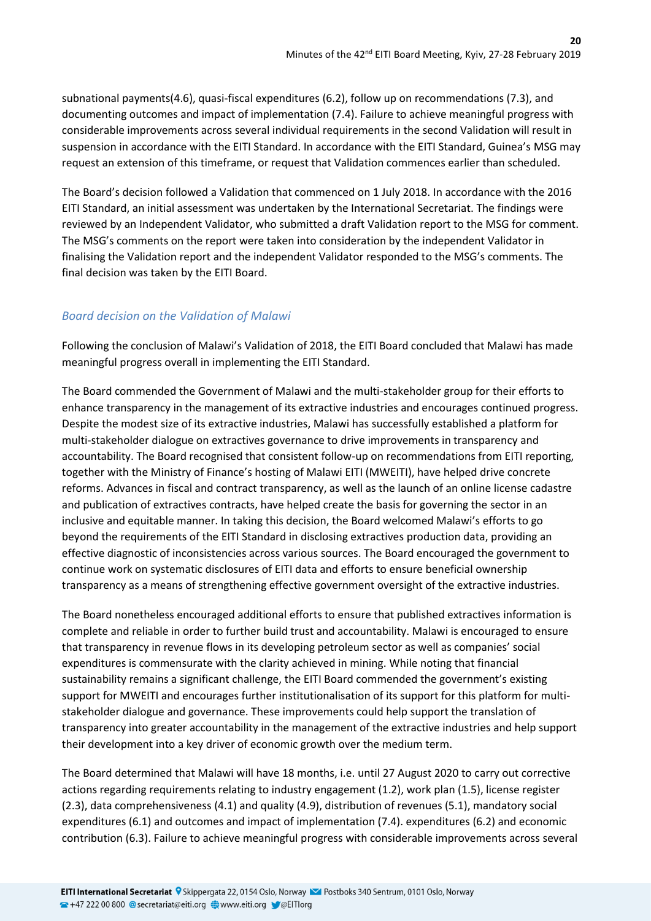subnational payments(4.6), quasi-fiscal expenditures (6.2), follow up on recommendations (7.3), and documenting outcomes and impact of implementation (7.4). Failure to achieve meaningful progress with considerable improvements across several individual requirements in the second Validation will result in suspension in accordance with the EITI Standard. In accordance with the EITI Standard, Guinea's MSG may request an extension of this timeframe, or request that Validation commences earlier than scheduled.

The Board's decision followed a Validation that commenced on 1 July 2018. In accordance with the 2016 EITI Standard, an initial assessment was undertaken by the International Secretariat. The findings were reviewed by an Independent Validator, who submitted a draft Validation report to the MSG for comment. The MSG's comments on the report were taken into consideration by the independent Validator in finalising the Validation report and the independent Validator responded to the MSG's comments. The final decision was taken by the EITI Board.

### *Board decision on the Validation of Malawi*

Following the conclusion of Malawi's Validation of 2018, the EITI Board concluded that Malawi has made meaningful progress overall in implementing the EITI Standard.

The Board commended the Government of Malawi and the multi-stakeholder group for their efforts to enhance transparency in the management of its extractive industries and encourages continued progress. Despite the modest size of its extractive industries, Malawi has successfully established a platform for multi-stakeholder dialogue on extractives governance to drive improvements in transparency and accountability. The Board recognised that consistent follow-up on recommendations from EITI reporting, together with the Ministry of Finance's hosting of Malawi EITI (MWEITI), have helped drive concrete reforms. Advances in fiscal and contract transparency, as well as the launch of an online license cadastre and publication of extractives contracts, have helped create the basis for governing the sector in an inclusive and equitable manner. In taking this decision, the Board welcomed Malawi's efforts to go beyond the requirements of the EITI Standard in disclosing extractives production data, providing an effective diagnostic of inconsistencies across various sources. The Board encouraged the government to continue work on systematic disclosures of EITI data and efforts to ensure beneficial ownership transparency as a means of strengthening effective government oversight of the extractive industries.

The Board nonetheless encouraged additional efforts to ensure that published extractives information is complete and reliable in order to further build trust and accountability. Malawi is encouraged to ensure that transparency in revenue flows in its developing petroleum sector as well as companies' social expenditures is commensurate with the clarity achieved in mining. While noting that financial sustainability remains a significant challenge, the EITI Board commended the government's existing support for MWEITI and encourages further institutionalisation of its support for this platform for multi-stakeholder dialogue and governance. These improvements could help support the translation of transparency into greater accountability in the management of the extractive industries and help support their development into a key driver of economic growth over the medium term.

The Board determined that Malawi will have 18 months, i.e. until 27 August 2020 to carry out corrective actions regarding requirements relating to industry engagement (1.2), work plan (1.5), license register (2.3), data comprehensiveness (4.1) and quality (4.9), distribution of revenues (5.1), mandatory social expenditures (6.1) and outcomes and impact of implementation (7.4). expenditures (6.2) and economic contribution (6.3). Failure to achieve meaningful progress with considerable improvements across several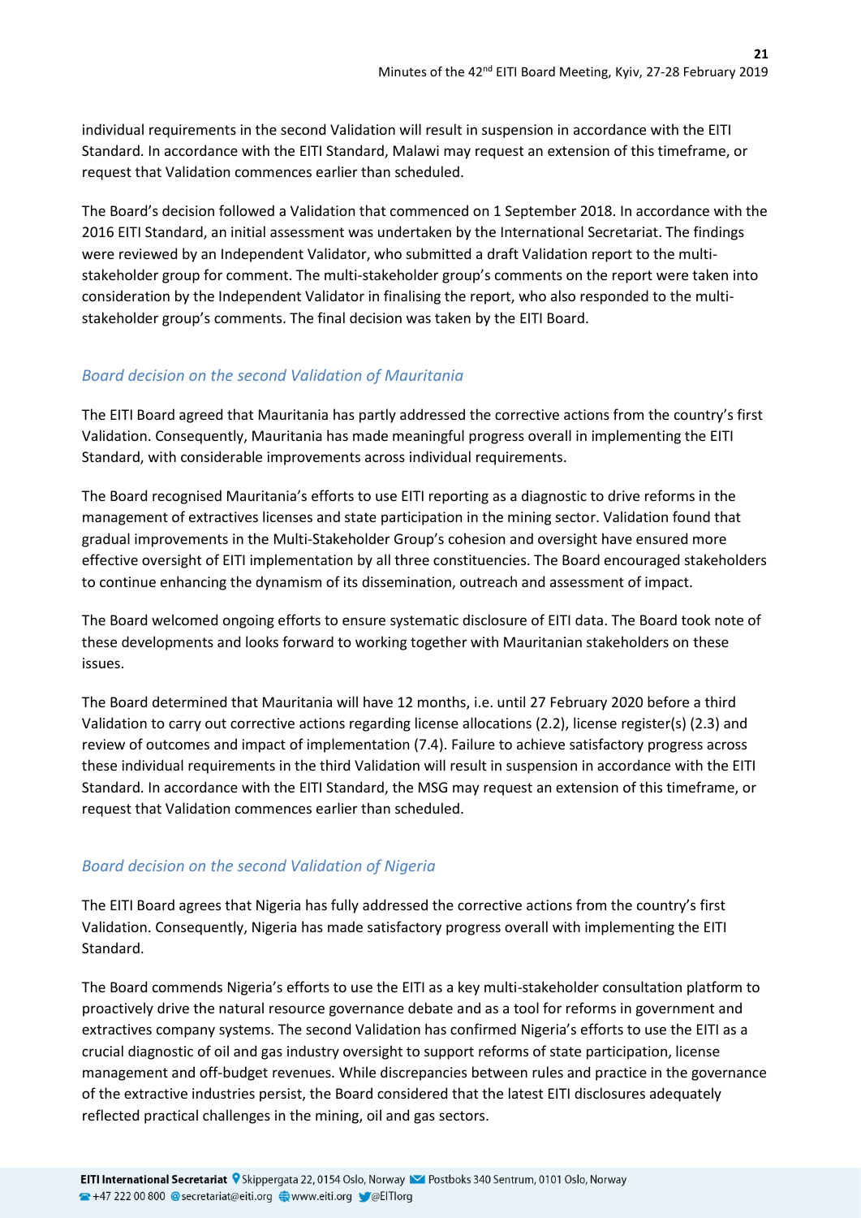individual requirements in the second Validation will result in suspension in accordance with the EITI Standard. In accordance with the EITI Standard, Malawi may request an extension of this timeframe, or request that Validation commences earlier than scheduled.

The Board's decision followed a Validation that commenced on 1 September 2018. In accordance with the 2016 EITI Standard, an initial assessment was undertaken by the International Secretariat. The findings were reviewed by an Independent Validator, who submitted a draft Validation report to the multi-stakeholder group for comment. The multi-stakeholder group's comments on the report were taken into consideration by the Independent Validator in finalising the report, who also responded to the multi-stakeholder group's comments. The final decision was taken by the EITI Board.

### *Board decision on the second Validation of Mauritania*

The EITI Board agreed that Mauritania has partly addressed the corrective actions from the country's first Validation. Consequently, Mauritania has made meaningful progress overall in implementing the EITI Standard, with considerable improvements across individual requirements.

The Board recognised Mauritania's efforts to use EITI reporting as a diagnostic to drive reforms in the management of extractives licenses and state participation in the mining sector. Validation found that gradual improvements in the Multi-Stakeholder Group's cohesion and oversight have ensured more effective oversight of EITI implementation by all three constituencies. The Board encouraged stakeholders to continue enhancing the dynamism of its dissemination, outreach and assessment of impact.

The Board welcomed ongoing efforts to ensure systematic disclosure of EITI data. The Board took note of these developments and looks forward to working together with Mauritanian stakeholders on these issues.

The Board determined that Mauritania will have 12 months, i.e. until 27 February 2020 before a third Validation to carry out corrective actions regarding license allocations (2.2), license register(s) (2.3) and review of outcomes and impact of implementation (7.4). Failure to achieve satisfactory progress across these individual requirements in the third Validation will result in suspension in accordance with the EITI Standard. In accordance with the EITI Standard, the MSG may request an extension of this timeframe, or request that Validation commences earlier than scheduled.

### *Board decision on the second Validation of Nigeria*

The EITI Board agrees that Nigeria has fully addressed the corrective actions from the country's first Validation. Consequently, Nigeria has made satisfactory progress overall with implementing the EITI Standard.

The Board commends Nigeria's efforts to use the EITI as a key multi-stakeholder consultation platform to proactively drive the natural resource governance debate and as a tool for reforms in government and extractives company systems. The second Validation has confirmed Nigeria's efforts to use the EITI as a crucial diagnostic of oil and gas industry oversight to support reforms of state participation, license management and off-budget revenues. While discrepancies between rules and practice in the governance of the extractive industries persist, the Board considered that the latest EITI disclosures adequately reflected practical challenges in the mining, oil and gas sectors.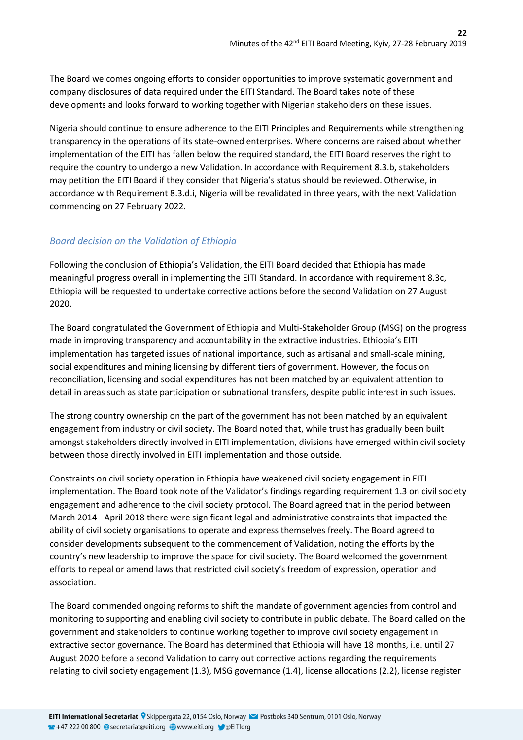The Board welcomes ongoing efforts to consider opportunities to improve systematic government and company disclosures of data required under the EITI Standard. The Board takes note of these developments and looks forward to working together with Nigerian stakeholders on these issues.

Nigeria should continue to ensure adherence to the EITI Principles and Requirements while strengthening transparency in the operations of its state-owned enterprises. Where concerns are raised about whether implementation of the EITI has fallen below the required standard, the EITI Board reserves the right to require the country to undergo a new Validation. In accordance with Requirement 8.3.b, stakeholders may petition the EITI Board if they consider that Nigeria's status should be reviewed. Otherwise, in accordance with Requirement 8.3.d.i, Nigeria will be revalidated in three years, with the next Validation commencing on 27 February 2022.

### *Board decision on the Validation of Ethiopia*

Following the conclusion of Ethiopia's Validation, the EITI Board decided that Ethiopia has made meaningful progress overall in implementing the EITI Standard. In accordance with requirement 8.3c, Ethiopia will be requested to undertake corrective actions before the second Validation on 27 August 2020.

The Board congratulated the Government of Ethiopia and Multi-Stakeholder Group (MSG) on the progress made in improving transparency and accountability in the extractive industries. Ethiopia's EITI implementation has targeted issues of national importance, such as artisanal and small-scale mining, social expenditures and mining licensing by different tiers of government. However, the focus on reconciliation, licensing and social expenditures has not been matched by an equivalent attention to detail in areas such as state participation or subnational transfers, despite public interest in such issues.

The strong country ownership on the part of the government has not been matched by an equivalent engagement from industry or civil society. The Board noted that, while trust has gradually been built amongst stakeholders directly involved in EITI implementation, divisions have emerged within civil society between those directly involved in EITI implementation and those outside.

Constraints on civil society operation in Ethiopia have weakened civil society engagement in EITI implementation. The Board took note of the Validator's findings regarding requirement 1.3 on civil society engagement and adherence to the civil society protocol. The Board agreed that in the period between March 2014 - April 2018 there were significant legal and administrative constraints that impacted the ability of civil society organisations to operate and express themselves freely. The Board agreed to consider developments subsequent to the commencement of Validation, noting the efforts by the country's new leadership to improve the space for civil society. The Board welcomed the government efforts to repeal or amend laws that restricted civil society's freedom of expression, operation and association.

The Board commended ongoing reforms to shift the mandate of government agencies from control and monitoring to supporting and enabling civil society to contribute in public debate. The Board called on the government and stakeholders to continue working together to improve civil society engagement in extractive sector governance. The Board has determined that Ethiopia will have 18 months, i.e. until 27 August 2020 before a second Validation to carry out corrective actions regarding the requirements relating to civil society engagement (1.3), MSG governance (1.4), license allocations (2.2), license register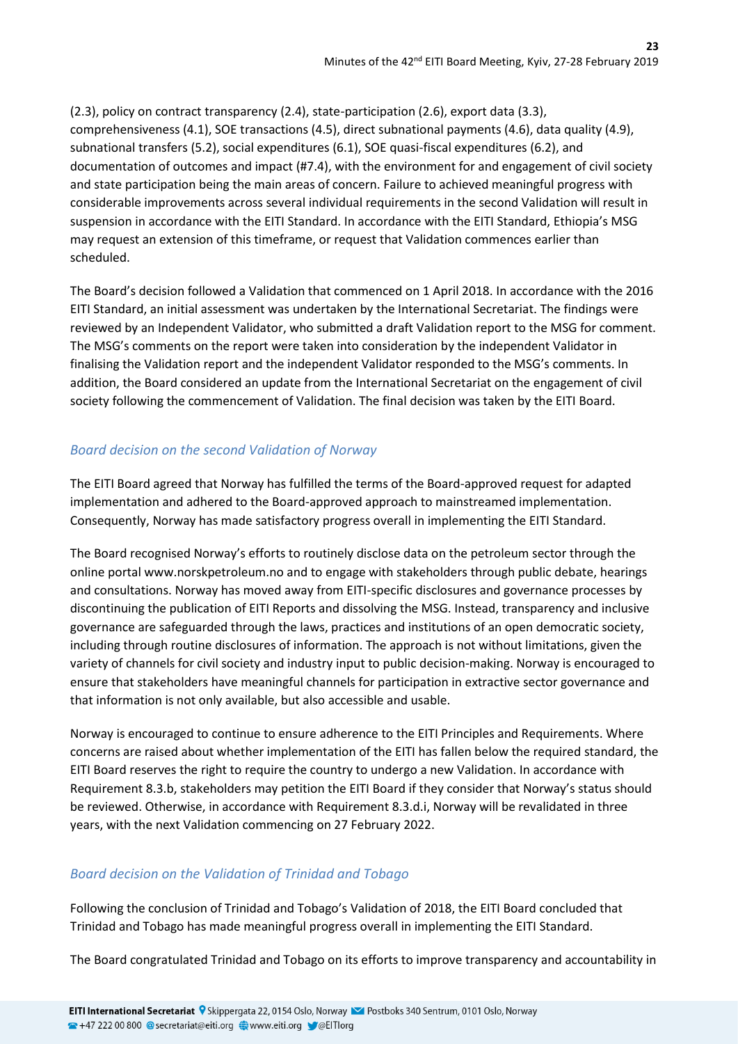(2.3), policy on contract transparency (2.4), state-participation (2.6), export data (3.3), comprehensiveness (4.1), SOE transactions (4.5), direct subnational payments (4.6), data quality (4.9), subnational transfers (5.2), social expenditures (6.1), SOE quasi-fiscal expenditures (6.2), and documentation of outcomes and impact (#7.4), with the environment for and engagement of civil society and state participation being the main areas of concern. Failure to achieved meaningful progress with considerable improvements across several individual requirements in the second Validation will result in suspension in accordance with the EITI Standard. In accordance with the EITI Standard, Ethiopia's MSG may request an extension of this timeframe, or request that Validation commences earlier than scheduled.

The Board's decision followed a Validation that commenced on 1 April 2018. In accordance with the 2016 EITI Standard, an initial assessment was undertaken by the International Secretariat. The findings were reviewed by an Independent Validator, who submitted a draft Validation report to the MSG for comment. The MSG's comments on the report were taken into consideration by the independent Validator in finalising the Validation report and the independent Validator responded to the MSG's comments. In addition, the Board considered an update from the International Secretariat on the engagement of civil society following the commencement of Validation. The final decision was taken by the EITI Board.

### *Board decision on the second Validation of Norway*

The EITI Board agreed that Norway has fulfilled the terms of the Board-approved request for adapted implementation and adhered to the Board-approved approach to mainstreamed implementation. Consequently, Norway has made satisfactory progress overall in implementing the EITI Standard.

The Board recognised Norway's efforts to routinely disclose data on the petroleum sector through the online portal www.norskpetroleum.no and to engage with stakeholders through public debate, hearings and consultations. Norway has moved away from EITI-specific disclosures and governance processes by discontinuing the publication of EITI Reports and dissolving the MSG. Instead, transparency and inclusive governance are safeguarded through the laws, practices and institutions of an open democratic society, including through routine disclosures of information. The approach is not without limitations, given the variety of channels for civil society and industry input to public decision-making. Norway is encouraged to ensure that stakeholders have meaningful channels for participation in extractive sector governance and that information is not only available, but also accessible and usable.

Norway is encouraged to continue to ensure adherence to the EITI Principles and Requirements. Where concerns are raised about whether implementation of the EITI has fallen below the required standard, the EITI Board reserves the right to require the country to undergo a new Validation. In accordance with Requirement 8.3.b, stakeholders may petition the EITI Board if they consider that Norway's status should be reviewed. Otherwise, in accordance with Requirement 8.3.d.i, Norway will be revalidated in three years, with the next Validation commencing on 27 February 2022.

### *Board decision on the Validation of Trinidad and Tobago*

Following the conclusion of Trinidad and Tobago's Validation of 2018, the EITI Board concluded that Trinidad and Tobago has made meaningful progress overall in implementing the EITI Standard.

The Board congratulated Trinidad and Tobago on its efforts to improve transparency and accountability in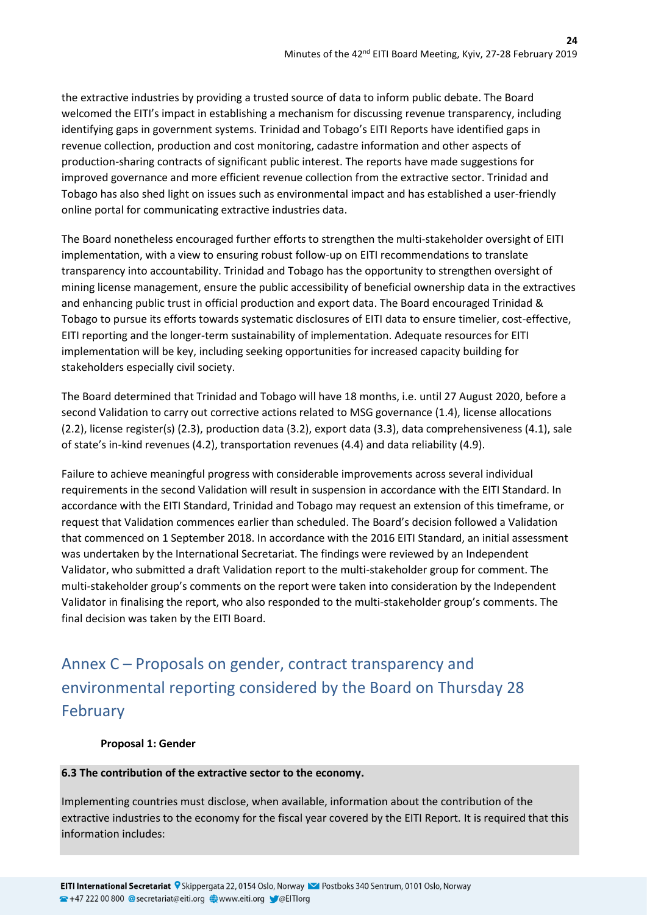the extractive industries by providing a trusted source of data to inform public debate. The Board welcomed the EITI's impact in establishing a mechanism for discussing revenue transparency, including identifying gaps in government systems. Trinidad and Tobago's EITI Reports have identified gaps in revenue collection, production and cost monitoring, cadastre information and other aspects of production-sharing contracts of significant public interest. The reports have made suggestions for improved governance and more efficient revenue collection from the extractive sector. Trinidad and Tobago has also shed light on issues such as environmental impact and has established a user-friendly online portal for communicating extractive industries data.

The Board nonetheless encouraged further efforts to strengthen the multi-stakeholder oversight of EITI implementation, with a view to ensuring robust follow-up on EITI recommendations to translate transparency into accountability. Trinidad and Tobago has the opportunity to strengthen oversight of mining license management, ensure the public accessibility of beneficial ownership data in the extractives and enhancing public trust in official production and export data. The Board encouraged Trinidad & Tobago to pursue its efforts towards systematic disclosures of EITI data to ensure timelier, cost-effective, EITI reporting and the longer-term sustainability of implementation. Adequate resources for EITI implementation will be key, including seeking opportunities for increased capacity building for stakeholders especially civil society.

The Board determined that Trinidad and Tobago will have 18 months, i.e. until 27 August 2020, before a second Validation to carry out corrective actions related to MSG governance (1.4), license allocations (2.2), license register(s) (2.3), production data (3.2), export data (3.3), data comprehensiveness (4.1), sale of state's in-kind revenues (4.2), transportation revenues (4.4) and data reliability (4.9).

Failure to achieve meaningful progress with considerable improvements across several individual requirements in the second Validation will result in suspension in accordance with the EITI Standard. In accordance with the EITI Standard, Trinidad and Tobago may request an extension of this timeframe, or request that Validation commences earlier than scheduled. The Board's decision followed a Validation that commenced on 1 September 2018. In accordance with the 2016 EITI Standard, an initial assessment was undertaken by the International Secretariat. The findings were reviewed by an Independent Validator, who submitted a draft Validation report to the multi-stakeholder group for comment. The multi-stakeholder group's comments on the report were taken into consideration by the Independent Validator in finalising the report, who also responded to the multi-stakeholder group's comments. The final decision was taken by the EITI Board.

## Annex C – Proposals on gender, contract transparency and environmental reporting considered by the Board on Thursday 28 February

**Proposal 1: Gender**

**6.3 The contribution of the extractive sector to the economy.**

Implementing countries must disclose, when available, information about the contribution of the extractive industries to the economy for the fiscal year covered by the EITI Report. It is required that this information includes: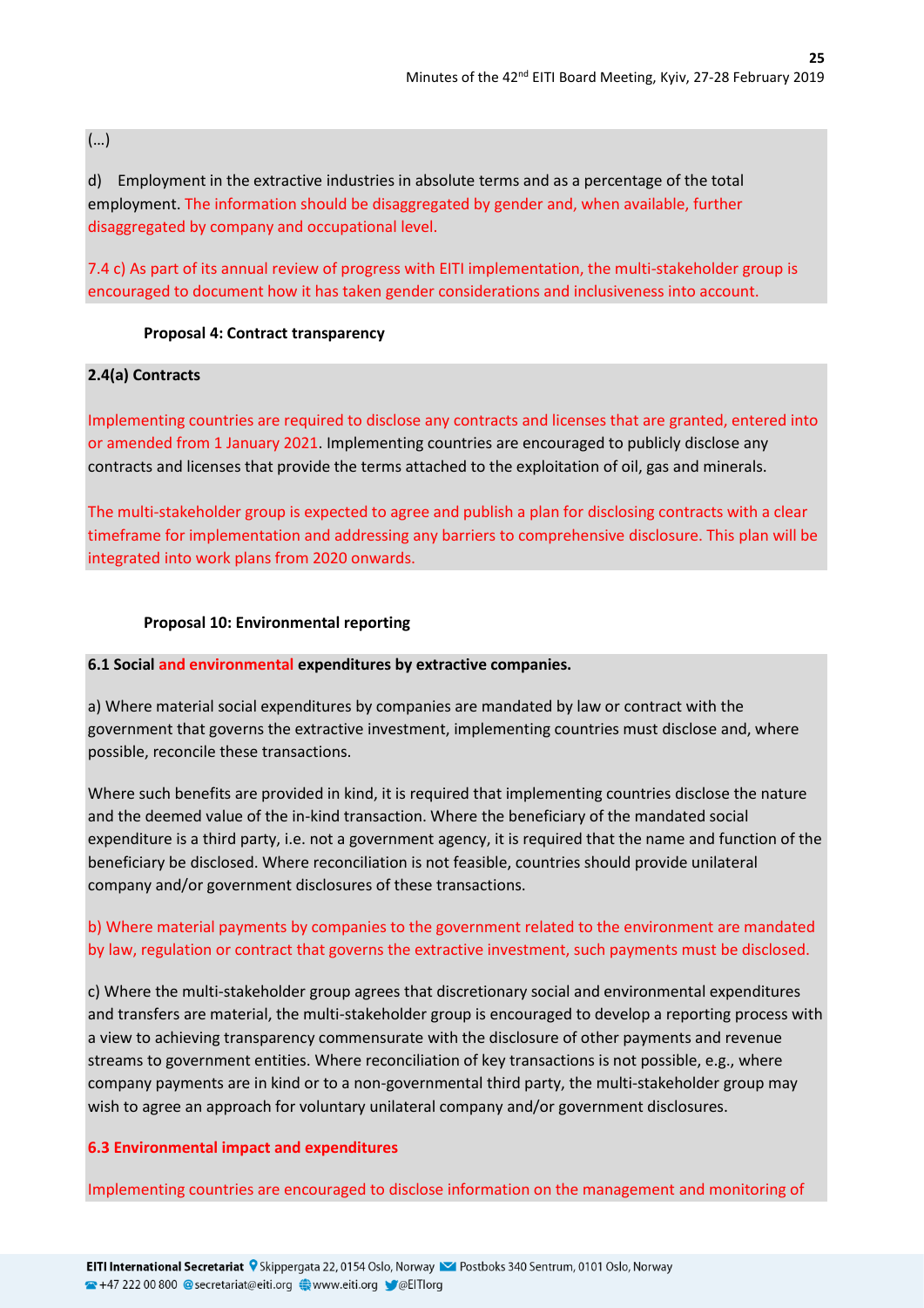(…)

d) Employment in the extractive industries in absolute terms and as a percentage of the total employment. The information should be disaggregated by gender and, when available, further disaggregated by company and occupational level.

7.4 c) As part of its annual review of progress with EITI implementation, the multi-stakeholder group is encouraged to document how it has taken gender considerations and inclusiveness into account.

**Proposal 4: Contract transparency**

**2.4(a) Contracts**

Implementing countries are required to disclose any contracts and licenses that are granted, entered into or amended from 1 January 2021. Implementing countries are encouraged to publicly disclose any contracts and licenses that provide the terms attached to the exploitation of oil, gas and minerals.

The multi-stakeholder group is expected to agree and publish a plan for disclosing contracts with a clear timeframe for implementation and addressing any barriers to comprehensive disclosure. This plan will be integrated into work plans from 2020 onwards.

**Proposal 10: Environmental reporting**

**6.1 Social and environmental expenditures by extractive companies.**

a) Where material social expenditures by companies are mandated by law or contract with the government that governs the extractive investment, implementing countries must disclose and, where possible, reconcile these transactions.

Where such benefits are provided in kind, it is required that implementing countries disclose the nature and the deemed value of the in-kind transaction. Where the beneficiary of the mandated social expenditure is a third party, i.e. not a government agency, it is required that the name and function of the beneficiary be disclosed. Where reconciliation is not feasible, countries should provide unilateral company and/or government disclosures of these transactions.

b) Where material payments by companies to the government related to the environment are mandated by law, regulation or contract that governs the extractive investment, such payments must be disclosed.

c) Where the multi-stakeholder group agrees that discretionary social and environmental expenditures and transfers are material, the multi-stakeholder group is encouraged to develop a reporting process with a view to achieving transparency commensurate with the disclosure of other payments and revenue streams to government entities. Where reconciliation of key transactions is not possible, e.g., where company payments are in kind or to a non-governmental third party, the multi-stakeholder group may wish to agree an approach for voluntary unilateral company and/or government disclosures.

**6.3 Environmental impact and expenditures**

Implementing countries are encouraged to disclose information on the management and monitoring of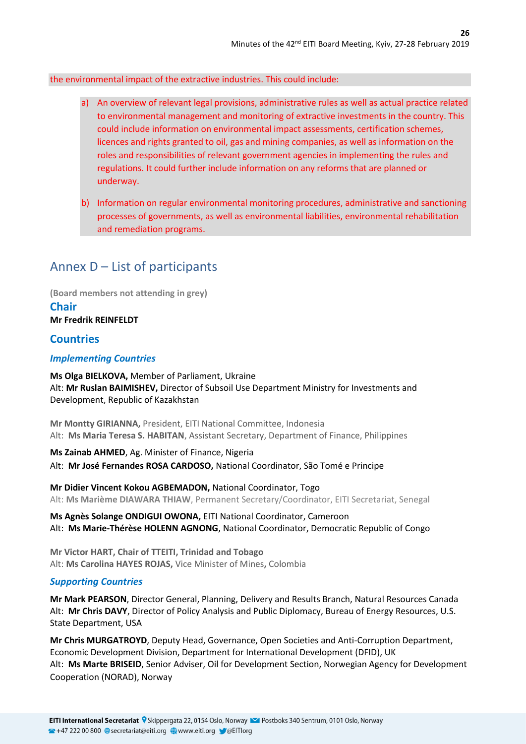the environmental impact of the extractive industries. This could include:

a) An overview of relevant legal provisions, administrative rules as well as actual practice related to environmental management and monitoring of extractive investments in the country. This could include information on environmental impact assessments, certification schemes, licences and rights granted to oil, gas and mining companies, as well as information on the roles and responsibilities of relevant government agencies in implementing the rules and regulations. It could further include information on any reforms that are planned or underway.

b) Information on regular environmental monitoring procedures, administrative and sanctioning processes of governments, as well as environmental liabilities, environmental rehabilitation and remediation programs.

## Annex D – List of participants

**(Board members not attending in grey)**

### Chair

**Mr Fredrik REINFELDT**

### Countries

#### *Implementing Countries*

**Ms Olga BIELKOVA,** Member of Parliament, Ukraine
Alt: **Mr Ruslan BAIMISHEV,** Director of Subsoil Use Department Ministry for Investments and Development, Republic of Kazakhstan

**Mr Montty GIRIANNA,** President, EITI National Committee, Indonesia
Alt: **Ms Maria Teresa S. HABITAN**, Assistant Secretary, Department of Finance, Philippines

**Ms Zainab AHMED**, Ag. Minister of Finance, Nigeria
Alt: **Mr José Fernandes ROSA CARDOSO,** National Coordinator, São Tomé e Principe

**Mr Didier Vincent Kokou AGBEMADON,** National Coordinator, Togo
Alt: **Ms Marième DIAWARA THIAW**, Permanent Secretary/Coordinator, EITI Secretariat, Senegal

**Ms Agnès Solange ONDIGUI OWONA,** EITI National Coordinator, Cameroon
Alt: **Ms Marie-Thérèse HOLENN AGNONG**, National Coordinator, Democratic Republic of Congo

**Mr Victor HART, Chair of TTEITI, Trinidad and Tobago**
Alt: **Ms Carolina HAYES ROJAS,** Vice Minister of Mines**,** Colombia

#### *Supporting Countries*

**Mr Mark PEARSON**, Director General, Planning, Delivery and Results Branch, Natural Resources Canada
Alt: **Mr Chris DAVY**, Director of Policy Analysis and Public Diplomacy, Bureau of Energy Resources, U.S. State Department, USA

**Mr Chris MURGATROYD**, Deputy Head, Governance, Open Societies and Anti-Corruption Department, Economic Development Division, Department for International Development (DFID), UK
Alt: **Ms Marte BRISEID**, Senior Adviser, Oil for Development Section, Norwegian Agency for Development Cooperation (NORAD), Norway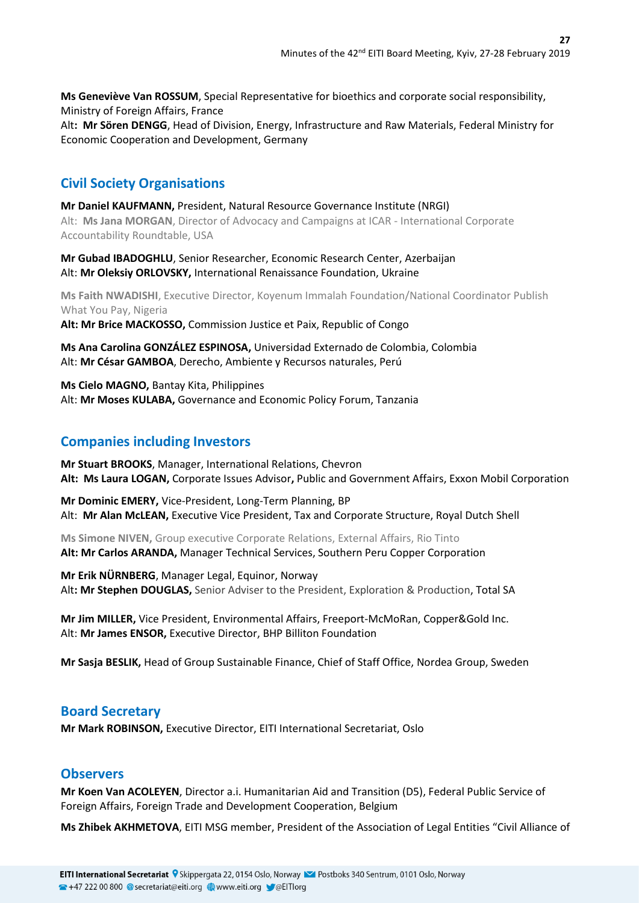**Ms Geneviève Van ROSSUM**, Special Representative for bioethics and corporate social responsibility, Ministry of Foreign Affairs, France
Alt**: Mr Sören DENGG**, Head of Division, Energy, Infrastructure and Raw Materials, Federal Ministry for Economic Cooperation and Development, Germany

## Civil Society Organisations

**Mr Daniel KAUFMANN,** President, Natural Resource Governance Institute (NRGI)
Alt: **Ms Jana MORGAN**, Director of Advocacy and Campaigns at ICAR - International Corporate Accountability Roundtable, USA

**Mr Gubad IBADOGHLU**, Senior Researcher, Economic Research Center, Azerbaijan
Alt: **Mr Oleksiy ORLOVSKY,** International Renaissance Foundation, Ukraine

**Ms Faith NWADISHI**, Executive Director, Koyenum Immalah Foundation/National Coordinator Publish What You Pay, Nigeria
**Alt: Mr Brice MACKOSSO,** Commission Justice et Paix, Republic of Congo

**Ms Ana Carolina GONZÁLEZ ESPINOSA,** Universidad Externado de Colombia, Colombia
Alt: **Mr César GAMBOA**, Derecho, Ambiente y Recursos naturales, Perú

**Ms Cielo MAGNO,** Bantay Kita, Philippines
Alt: **Mr Moses KULABA,** Governance and Economic Policy Forum, Tanzania

## Companies including Investors

**Mr Stuart BROOKS**, Manager, International Relations, Chevron
**Alt: Ms Laura LOGAN,** Corporate Issues Advisor**,** Public and Government Affairs, Exxon Mobil Corporation

**Mr Dominic EMERY,** Vice-President, Long-Term Planning, BP
Alt: **Mr Alan McLEAN,** Executive Vice President, Tax and Corporate Structure, Royal Dutch Shell

**Ms Simone NIVEN,** Group executive Corporate Relations, External Affairs, Rio Tinto
**Alt: Mr Carlos ARANDA,** Manager Technical Services, Southern Peru Copper Corporation

**Mr Erik NÜRNBERG**, Manager Legal, Equinor, Norway
Alt**: Mr Stephen DOUGLAS,** Senior Adviser to the President, Exploration & Production, Total SA

**Mr Jim MILLER,** Vice President, Environmental Affairs, Freeport-McMoRan, Copper&Gold Inc.
Alt: **Mr James ENSOR,** Executive Director, BHP Billiton Foundation

**Mr Sasja BESLIK,** Head of Group Sustainable Finance, Chief of Staff Office, Nordea Group, Sweden

## Board Secretary

**Mr Mark ROBINSON,** Executive Director, EITI International Secretariat, Oslo

## Observers

**Mr Koen Van ACOLEYEN**, Director a.i. Humanitarian Aid and Transition (D5), Federal Public Service of Foreign Affairs, Foreign Trade and Development Cooperation, Belgium

**Ms Zhibek AKHMETOVA**, EITI MSG member, President of the Association of Legal Entities "Civil Alliance of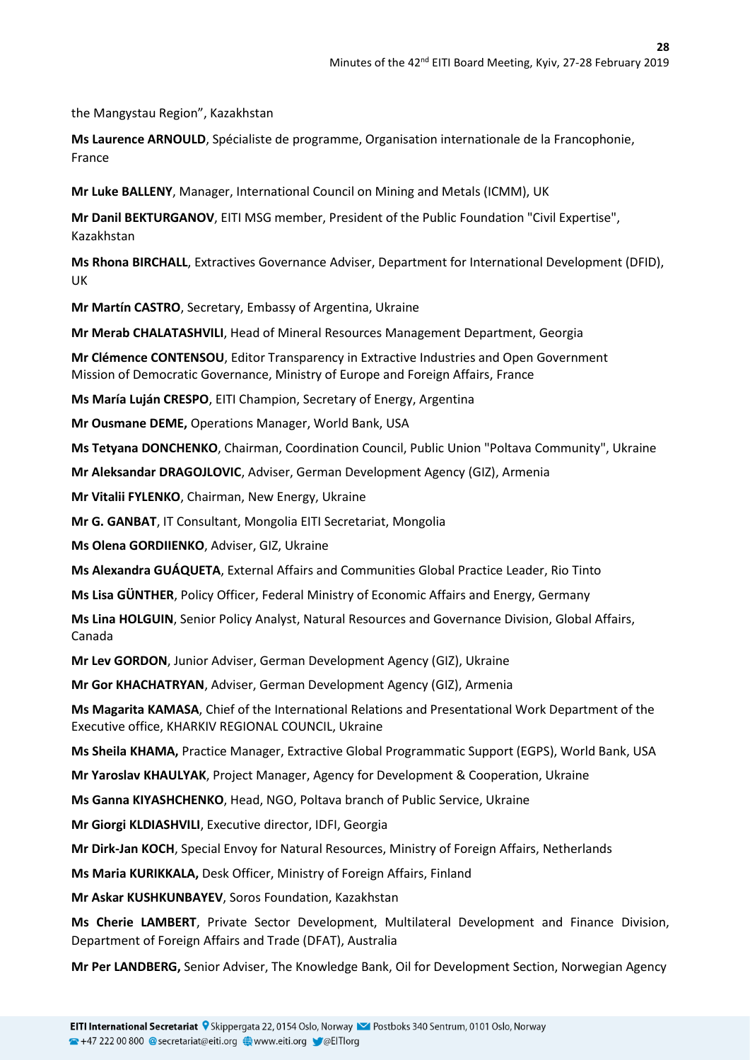the Mangystau Region", Kazakhstan

**Ms Laurence ARNOULD**, Spécialiste de programme, Organisation internationale de la Francophonie, France

**Mr Luke BALLENY**, Manager, International Council on Mining and Metals (ICMM), UK

**Mr Danil BEKTURGANOV**, EITI MSG member, President of the Public Foundation "Civil Expertise", Kazakhstan

**Ms Rhona BIRCHALL**, Extractives Governance Adviser, Department for International Development (DFID), UK

**Mr Martín CASTRO**, Secretary, Embassy of Argentina, Ukraine

**Mr Merab CHALATASHVILI**, Head of Mineral Resources Management Department, Georgia

**Mr Clémence CONTENSOU**, Editor Transparency in Extractive Industries and Open Government Mission of Democratic Governance, Ministry of Europe and Foreign Affairs, France

**Ms María Luján CRESPO**, EITI Champion, Secretary of Energy, Argentina

**Mr Ousmane DEME,** Operations Manager, World Bank, USA

**Ms Tetyana DONCHENKO**, Chairman, Coordination Council, Public Union "Poltava Community", Ukraine

**Mr Aleksandar DRAGOJLOVIC**, Adviser, German Development Agency (GIZ), Armenia

**Mr Vitalii FYLENKO**, Chairman, New Energy, Ukraine

**Mr G. GANBAT**, IT Consultant, Mongolia EITI Secretariat, Mongolia

**Ms Olena GORDIIENKO**, Adviser, GIZ, Ukraine

**Ms Alexandra GUÁQUETA**, External Affairs and Communities Global Practice Leader, Rio Tinto

**Ms Lisa GÜNTHER**, Policy Officer, Federal Ministry of Economic Affairs and Energy, Germany

**Ms Lina HOLGUIN**, Senior Policy Analyst, Natural Resources and Governance Division, Global Affairs, Canada

**Mr Lev GORDON**, Junior Adviser, German Development Agency (GIZ), Ukraine

**Mr Gor KHACHATRYAN**, Adviser, German Development Agency (GIZ), Armenia

**Ms Magarita KAMASA**, Chief of the International Relations and Presentational Work Department of the Executive office, KHARKIV REGIONAL COUNCIL, Ukraine

**Ms Sheila KHAMA,** Practice Manager, Extractive Global Programmatic Support (EGPS), World Bank, USA

**Mr Yaroslav KHAULYAK**, Project Manager, Agency for Development & Cooperation, Ukraine

**Ms Ganna KIYASHCHENKO**, Head, NGO, Poltava branch of Public Service, Ukraine

**Mr Giorgi KLDIASHVILI**, Executive director, IDFI, Georgia

**Mr Dirk-Jan KOCH**, Special Envoy for Natural Resources, Ministry of Foreign Affairs, Netherlands

**Ms Maria KURIKKALA,** Desk Officer, Ministry of Foreign Affairs, Finland

**Mr Askar KUSHKUNBAYEV**, Soros Foundation, Kazakhstan

**Ms Cherie LAMBERT**, Private Sector Development, Multilateral Development and Finance Division, Department of Foreign Affairs and Trade (DFAT), Australia

**Mr Per LANDBERG,** Senior Adviser, The Knowledge Bank, Oil for Development Section, Norwegian Agency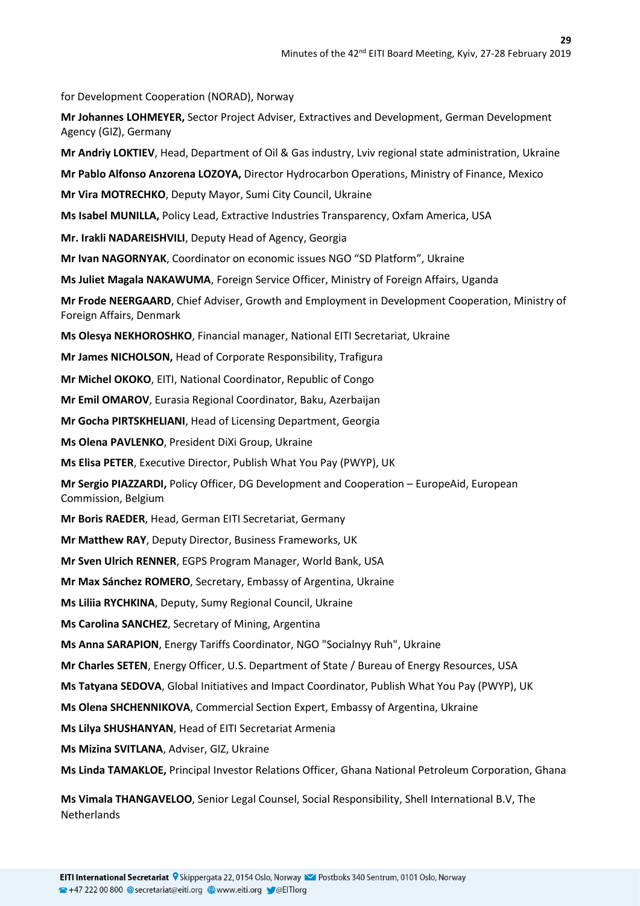for Development Cooperation (NORAD), Norway

**Mr Johannes LOHMEYER,** Sector Project Adviser, Extractives and Development, German Development Agency (GIZ), Germany

**Mr Andriy LOKTIEV**, Head, Department of Oil & Gas industry, Lviv regional state administration, Ukraine

**Mr Pablo Alfonso Anzorena LOZOYA,** Director Hydrocarbon Operations, Ministry of Finance, Mexico

**Mr Vira MOTRECHKO**, Deputy Mayor, Sumi City Council, Ukraine

**Ms Isabel MUNILLA,** Policy Lead, Extractive Industries Transparency, Oxfam America, USA

**Mr. Irakli NADAREISHVILI**, Deputy Head of Agency, Georgia

**Mr Ivan NAGORNYAK**, Coordinator on economic issues NGO "SD Platform", Ukraine

**Ms Juliet Magala NAKAWUMA**, Foreign Service Officer, Ministry of Foreign Affairs, Uganda

**Mr Frode NEERGAARD**, Chief Adviser, Growth and Employment in Development Cooperation, Ministry of Foreign Affairs, Denmark

**Ms Olesya NEKHOROSHKO**, Financial manager, National EITI Secretariat, Ukraine

**Mr James NICHOLSON,** Head of Corporate Responsibility, Trafigura

**Mr Michel OKOKO**, EITI, National Coordinator, Republic of Congo

**Mr Emil OMAROV**, Eurasia Regional Coordinator, Baku, Azerbaijan

**Mr Gocha PIRTSKHELIANI**, Head of Licensing Department, Georgia

**Ms Olena PAVLENKO**, President DiXi Group, Ukraine

**Ms Elisa PETER**, Executive Director, Publish What You Pay (PWYP), UK

**Mr Sergio PIAZZARDI,** Policy Officer, DG Development and Cooperation – EuropeAid, European Commission, Belgium

**Mr Boris RAEDER**, Head, German EITI Secretariat, Germany

**Mr Matthew RAY**, Deputy Director, Business Frameworks, UK

**Mr Sven Ulrich RENNER**, EGPS Program Manager, World Bank, USA

**Mr Max Sánchez ROMERO**, Secretary, Embassy of Argentina, Ukraine

**Ms Liliia RYCHKINA**, Deputy, Sumy Regional Council, Ukraine

**Ms Carolina SANCHEZ**, Secretary of Mining, Argentina

**Ms Anna SARAPION**, Energy Tariffs Coordinator, NGO "Socialnyy Ruh", Ukraine

**Mr Charles SETEN**, Energy Officer, U.S. Department of State / Bureau of Energy Resources, USA

**Ms Tatyana SEDOVA**, Global Initiatives and Impact Coordinator, Publish What You Pay (PWYP), UK

**Ms Olena SHCHENNIKOVA**, Commercial Section Expert, Embassy of Argentina, Ukraine

**Ms Lilya SHUSHANYAN**, Head of EITI Secretariat Armenia

**Ms Mizina SVITLANA**, Adviser, GIZ, Ukraine

**Ms Linda TAMAKLOE,** Principal Investor Relations Officer, Ghana National Petroleum Corporation, Ghana

**Ms Vimala THANGAVELOO**, Senior Legal Counsel, Social Responsibility, Shell International B.V, The Netherlands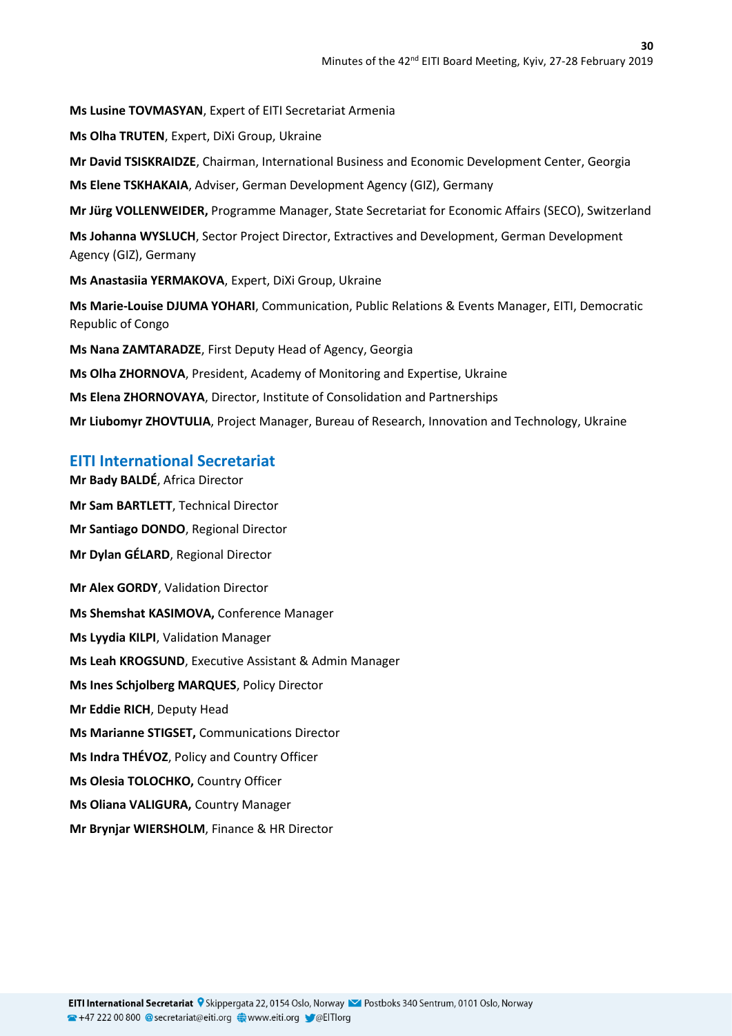**Ms Lusine TOVMASYAN**, Expert of EITI Secretariat Armenia

**Ms Olha TRUTEN**, Expert, DiXi Group, Ukraine

**Mr David TSISKRAIDZE**, Chairman, International Business and Economic Development Center, Georgia

**Ms Elene TSKHAKAIA**, Adviser, German Development Agency (GIZ), Germany

**Mr Jürg VOLLENWEIDER,** Programme Manager, State Secretariat for Economic Affairs (SECO), Switzerland

**Ms Johanna WYSLUCH**, Sector Project Director, Extractives and Development, German Development Agency (GIZ), Germany

**Ms Anastasiia YERMAKOVA**, Expert, DiXi Group, Ukraine

**Ms Marie-Louise DJUMA YOHARI**, Communication, Public Relations & Events Manager, EITI, Democratic Republic of Congo

**Ms Nana ZAMTARADZE**, First Deputy Head of Agency, Georgia

**Ms Olha ZHORNOVA**, President, Academy of Monitoring and Expertise, Ukraine

**Ms Elena ZHORNOVAYA**, Director, Institute of Consolidation and Partnerships

**Mr Liubomyr ZHOVTULIA**, Project Manager, Bureau of Research, Innovation and Technology, Ukraine

## EITI International Secretariat

**Mr Bady BALDÉ**, Africa Director

**Mr Sam BARTLETT**, Technical Director

**Mr Santiago DONDO**, Regional Director

**Mr Dylan GÉLARD**, Regional Director

**Mr Alex GORDY**, Validation Director

**Ms Shemshat KASIMOVA,** Conference Manager

**Ms Lyydia KILPI**, Validation Manager

**Ms Leah KROGSUND**, Executive Assistant & Admin Manager

**Ms Ines Schjolberg MARQUES**, Policy Director

**Mr Eddie RICH**, Deputy Head

**Ms Marianne STIGSET,** Communications Director

**Ms Indra THÉVOZ**, Policy and Country Officer

**Ms Olesia TOLOCHKO,** Country Officer

**Ms Oliana VALIGURA,** Country Manager

**Mr Brynjar WIERSHOLM**, Finance & HR Director